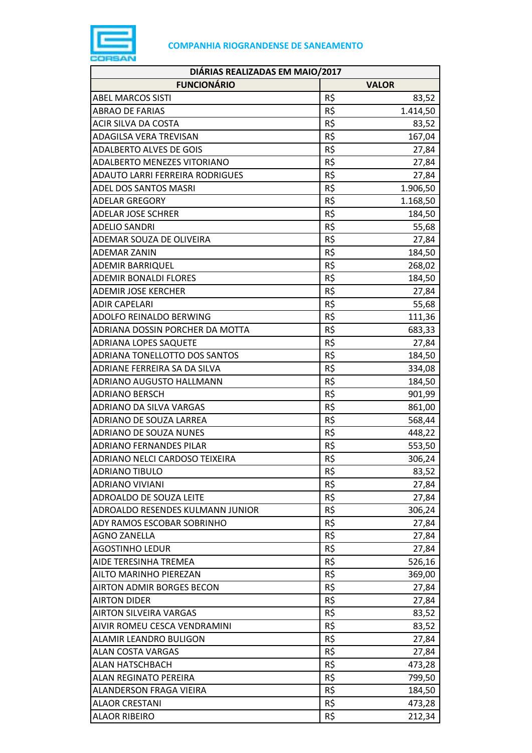**COMPANHIA RIOGRANDENSE DE SANEAMENTO**

| DIÁRIAS REALIZADAS EM MAIO/2017 | | |
|---|---|---|
| **FUNCIONÁRIO** | **VALOR** | |
| ABEL MARCOS SISTI | R$ | 83,52 |
| ABRAO DE FARIAS | R$ | 1.414,50 |
| ACIR SILVA DA COSTA | R$ | 83,52 |
| ADAGILSA VERA TREVISAN | R$ | 167,04 |
| ADALBERTO ALVES DE GOIS | R$ | 27,84 |
| ADALBERTO MENEZES VITORIANO | R$ | 27,84 |
| ADAUTO LARRI FERREIRA RODRIGUES | R$ | 27,84 |
| ADEL DOS SANTOS MASRI | R$ | 1.906,50 |
| ADELAR GREGORY | R$ | 1.168,50 |
| ADELAR JOSE SCHRER | R$ | 184,50 |
| ADELIO SANDRI | R$ | 55,68 |
| ADEMAR SOUZA DE OLIVEIRA | R$ | 27,84 |
| ADEMAR ZANIN | R$ | 184,50 |
| ADEMIR BARRIQUEL | R$ | 268,02 |
| ADEMIR BONALDI FLORES | R$ | 184,50 |
| ADEMIR JOSE KERCHER | R$ | 27,84 |
| ADIR CAPELARI | R$ | 55,68 |
| ADOLFO REINALDO BERWING | R$ | 111,36 |
| ADRIANA DOSSIN PORCHER DA MOTTA | R$ | 683,33 |
| ADRIANA LOPES SAQUETE | R$ | 27,84 |
| ADRIANA TONELLOTTO DOS SANTOS | R$ | 184,50 |
| ADRIANE FERREIRA SA DA SILVA | R$ | 334,08 |
| ADRIANO AUGUSTO HALLMANN | R$ | 184,50 |
| ADRIANO BERSCH | R$ | 901,99 |
| ADRIANO DA SILVA VARGAS | R$ | 861,00 |
| ADRIANO DE SOUZA LARREA | R$ | 568,44 |
| ADRIANO DE SOUZA NUNES | R$ | 448,22 |
| ADRIANO FERNANDES PILAR | R$ | 553,50 |
| ADRIANO NELCI CARDOSO TEIXEIRA | R$ | 306,24 |
| ADRIANO TIBULO | R$ | 83,52 |
| ADRIANO VIVIANI | R$ | 27,84 |
| ADROALDO DE SOUZA LEITE | R$ | 27,84 |
| ADROALDO RESENDES KULMANN JUNIOR | R$ | 306,24 |
| ADY RAMOS ESCOBAR SOBRINHO | R$ | 27,84 |
| AGNO ZANELLA | R$ | 27,84 |
| AGOSTINHO LEDUR | R$ | 27,84 |
| AIDE TERESINHA TREMEA | R$ | 526,16 |
| AILTO MARINHO PIEREZAN | R$ | 369,00 |
| AIRTON ADMIR BORGES BECON | R$ | 27,84 |
| AIRTON DIDER | R$ | 27,84 |
| AIRTON SILVEIRA VARGAS | R$ | 83,52 |
| AIVIR ROMEU CESCA VENDRAMINI | R$ | 83,52 |
| ALAMIR LEANDRO BULIGON | R$ | 27,84 |
| ALAN COSTA VARGAS | R$ | 27,84 |
| ALAN HATSCHBACH | R$ | 473,28 |
| ALAN REGINATO PEREIRA | R$ | 799,50 |
| ALANDERSON FRAGA VIEIRA | R$ | 184,50 |
| ALAOR CRESTANI | R$ | 473,28 |
| ALAOR RIBEIRO | R$ | 212,34 |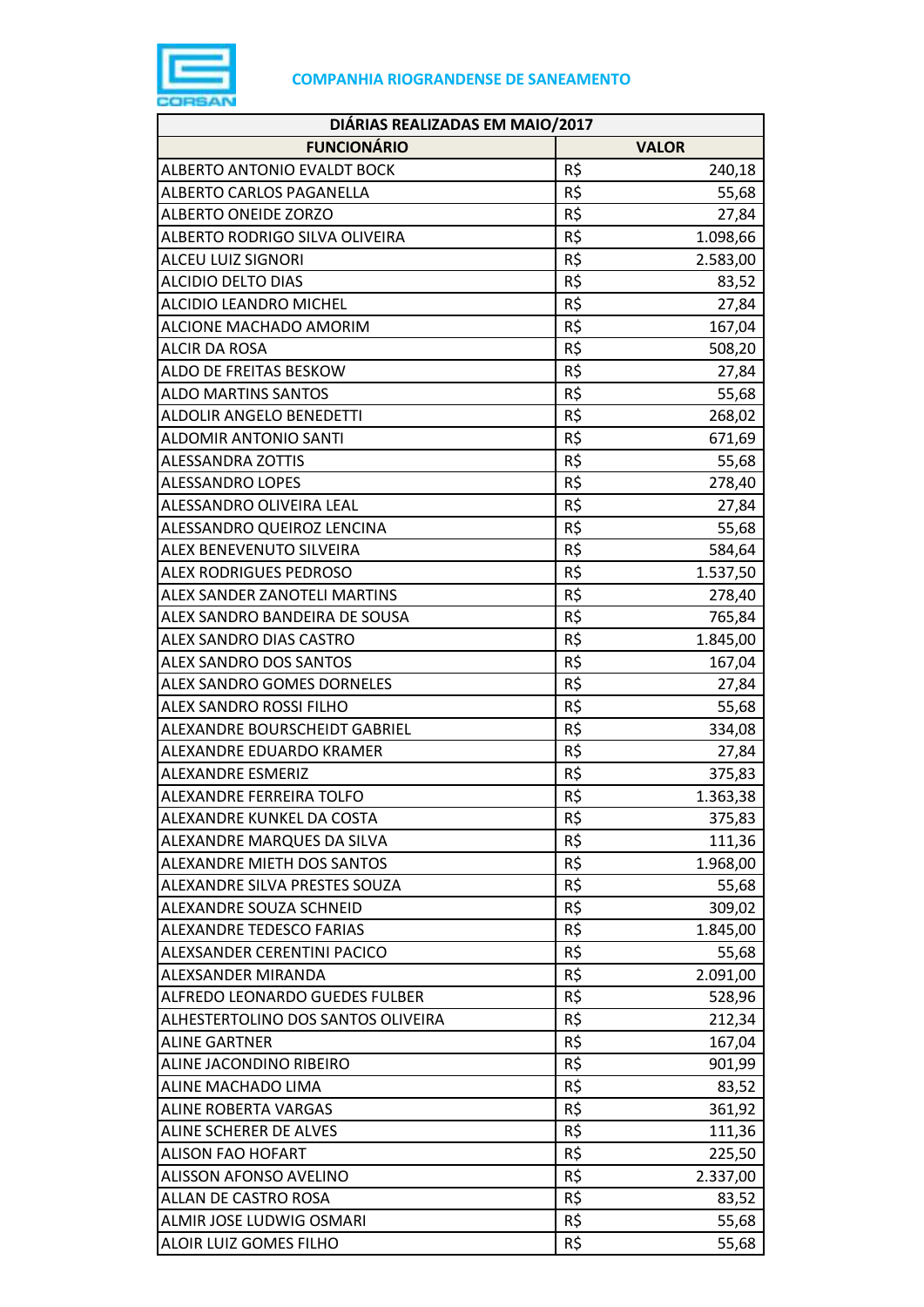**COMPANHIA RIOGRANDENSE DE SANEAMENTO**

| DIÁRIAS REALIZADAS EM MAIO/2017 | | |
|---|---|---|
| **FUNCIONÁRIO** | **VALOR** | |
| ALBERTO ANTONIO EVALDT BOCK | R$ | 240,18 |
| ALBERTO CARLOS PAGANELLA | R$ | 55,68 |
| ALBERTO ONEIDE ZORZO | R$ | 27,84 |
| ALBERTO RODRIGO SILVA OLIVEIRA | R$ | 1.098,66 |
| ALCEU LUIZ SIGNORI | R$ | 2.583,00 |
| ALCIDIO DELTO DIAS | R$ | 83,52 |
| ALCIDIO LEANDRO MICHEL | R$ | 27,84 |
| ALCIONE MACHADO AMORIM | R$ | 167,04 |
| ALCIR DA ROSA | R$ | 508,20 |
| ALDO DE FREITAS BESKOW | R$ | 27,84 |
| ALDO MARTINS SANTOS | R$ | 55,68 |
| ALDOLIR ANGELO BENEDETTI | R$ | 268,02 |
| ALDOMIR ANTONIO SANTI | R$ | 671,69 |
| ALESSANDRA ZOTTIS | R$ | 55,68 |
| ALESSANDRO LOPES | R$ | 278,40 |
| ALESSANDRO OLIVEIRA LEAL | R$ | 27,84 |
| ALESSANDRO QUEIROZ LENCINA | R$ | 55,68 |
| ALEX BENEVENUTO SILVEIRA | R$ | 584,64 |
| ALEX RODRIGUES PEDROSO | R$ | 1.537,50 |
| ALEX SANDER ZANOTELI MARTINS | R$ | 278,40 |
| ALEX SANDRO BANDEIRA DE SOUSA | R$ | 765,84 |
| ALEX SANDRO DIAS CASTRO | R$ | 1.845,00 |
| ALEX SANDRO DOS SANTOS | R$ | 167,04 |
| ALEX SANDRO GOMES DORNELES | R$ | 27,84 |
| ALEX SANDRO ROSSI FILHO | R$ | 55,68 |
| ALEXANDRE BOURSCHEIDT GABRIEL | R$ | 334,08 |
| ALEXANDRE EDUARDO KRAMER | R$ | 27,84 |
| ALEXANDRE ESMERIZ | R$ | 375,83 |
| ALEXANDRE FERREIRA TOLFO | R$ | 1.363,38 |
| ALEXANDRE KUNKEL DA COSTA | R$ | 375,83 |
| ALEXANDRE MARQUES DA SILVA | R$ | 111,36 |
| ALEXANDRE MIETH DOS SANTOS | R$ | 1.968,00 |
| ALEXANDRE SILVA PRESTES SOUZA | R$ | 55,68 |
| ALEXANDRE SOUZA SCHNEID | R$ | 309,02 |
| ALEXANDRE TEDESCO FARIAS | R$ | 1.845,00 |
| ALEXSANDER CERENTINI PACICO | R$ | 55,68 |
| ALEXSANDER MIRANDA | R$ | 2.091,00 |
| ALFREDO LEONARDO GUEDES FULBER | R$ | 528,96 |
| ALHESTERTOLINO DOS SANTOS OLIVEIRA | R$ | 212,34 |
| ALINE GARTNER | R$ | 167,04 |
| ALINE JACONDINO RIBEIRO | R$ | 901,99 |
| ALINE MACHADO LIMA | R$ | 83,52 |
| ALINE ROBERTA VARGAS | R$ | 361,92 |
| ALINE SCHERER DE ALVES | R$ | 111,36 |
| ALISON FAO HOFART | R$ | 225,50 |
| ALISSON AFONSO AVELINO | R$ | 2.337,00 |
| ALLAN DE CASTRO ROSA | R$ | 83,52 |
| ALMIR JOSE LUDWIG OSMARI | R$ | 55,68 |
| ALOIR LUIZ GOMES FILHO | R$ | 55,68 |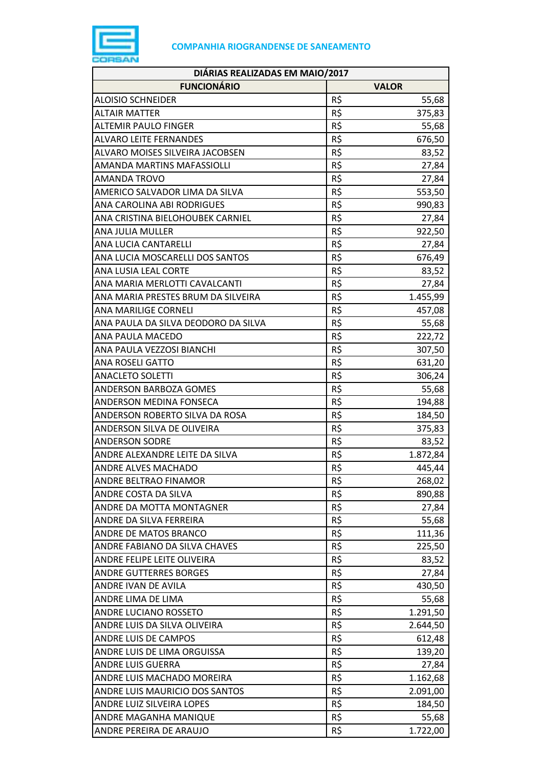COMPANHIA RIOGRANDENSE DE SANEAMENTO

| DIÁRIAS REALIZADAS EM MAIO/2017 | | |
|---|---|---|
| **FUNCIONÁRIO** | **VALOR** | |
| ALOISIO SCHNEIDER | R$ | 55,68 |
| ALTAIR MATTER | R$ | 375,83 |
| ALTEMIR PAULO FINGER | R$ | 55,68 |
| ALVARO LEITE FERNANDES | R$ | 676,50 |
| ALVARO MOISES SILVEIRA JACOBSEN | R$ | 83,52 |
| AMANDA MARTINS MAFASSIOLLI | R$ | 27,84 |
| AMANDA TROVO | R$ | 27,84 |
| AMERICO SALVADOR LIMA DA SILVA | R$ | 553,50 |
| ANA CAROLINA ABI RODRIGUES | R$ | 990,83 |
| ANA CRISTINA BIELOHOUBEK CARNIEL | R$ | 27,84 |
| ANA JULIA MULLER | R$ | 922,50 |
| ANA LUCIA CANTARELLI | R$ | 27,84 |
| ANA LUCIA MOSCARELLI DOS SANTOS | R$ | 676,49 |
| ANA LUSIA LEAL CORTE | R$ | 83,52 |
| ANA MARIA MERLOTTI CAVALCANTI | R$ | 27,84 |
| ANA MARIA PRESTES BRUM DA SILVEIRA | R$ | 1.455,99 |
| ANA MARILIGE CORNELI | R$ | 457,08 |
| ANA PAULA DA SILVA DEODORO DA SILVA | R$ | 55,68 |
| ANA PAULA MACEDO | R$ | 222,72 |
| ANA PAULA VEZZOSI BIANCHI | R$ | 307,50 |
| ANA ROSELI GATTO | R$ | 631,20 |
| ANACLETO SOLETTI | R$ | 306,24 |
| ANDERSON BARBOZA GOMES | R$ | 55,68 |
| ANDERSON MEDINA FONSECA | R$ | 194,88 |
| ANDERSON ROBERTO SILVA DA ROSA | R$ | 184,50 |
| ANDERSON SILVA DE OLIVEIRA | R$ | 375,83 |
| ANDERSON SODRE | R$ | 83,52 |
| ANDRE ALEXANDRE LEITE DA SILVA | R$ | 1.872,84 |
| ANDRE ALVES MACHADO | R$ | 445,44 |
| ANDRE BELTRAO FINAMOR | R$ | 268,02 |
| ANDRE COSTA DA SILVA | R$ | 890,88 |
| ANDRE DA MOTTA MONTAGNER | R$ | 27,84 |
| ANDRE DA SILVA FERREIRA | R$ | 55,68 |
| ANDRE DE MATOS BRANCO | R$ | 111,36 |
| ANDRE FABIANO DA SILVA CHAVES | R$ | 225,50 |
| ANDRE FELIPE LEITE OLIVEIRA | R$ | 83,52 |
| ANDRE GUTTERRES BORGES | R$ | 27,84 |
| ANDRE IVAN DE AVILA | R$ | 430,50 |
| ANDRE LIMA DE LIMA | R$ | 55,68 |
| ANDRE LUCIANO ROSSETO | R$ | 1.291,50 |
| ANDRE LUIS DA SILVA OLIVEIRA | R$ | 2.644,50 |
| ANDRE LUIS DE CAMPOS | R$ | 612,48 |
| ANDRE LUIS DE LIMA ORGUISSA | R$ | 139,20 |
| ANDRE LUIS GUERRA | R$ | 27,84 |
| ANDRE LUIS MACHADO MOREIRA | R$ | 1.162,68 |
| ANDRE LUIS MAURICIO DOS SANTOS | R$ | 2.091,00 |
| ANDRE LUIZ SILVEIRA LOPES | R$ | 184,50 |
| ANDRE MAGANHA MANIQUE | R$ | 55,68 |
| ANDRE PEREIRA DE ARAUJO | R$ | 1.722,00 |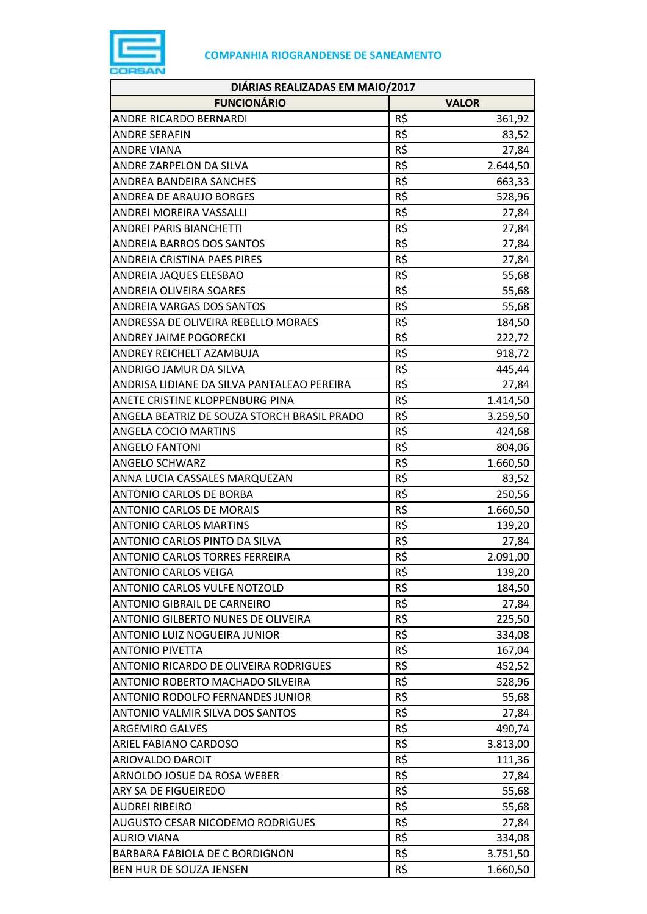**COMPANHIA RIOGRANDENSE DE SANEAMENTO**

| DIÁRIAS REALIZADAS EM MAIO/2017 | | |
|---|---|---|
| **FUNCIONÁRIO** | **VALOR** | |
| ANDRE RICARDO BERNARDI | R$ | 361,92 |
| ANDRE SERAFIN | R$ | 83,52 |
| ANDRE VIANA | R$ | 27,84 |
| ANDRE ZARPELON DA SILVA | R$ | 2.644,50 |
| ANDREA BANDEIRA SANCHES | R$ | 663,33 |
| ANDREA DE ARAUJO BORGES | R$ | 528,96 |
| ANDREI MOREIRA VASSALLI | R$ | 27,84 |
| ANDREI PARIS BIANCHETTI | R$ | 27,84 |
| ANDREIA BARROS DOS SANTOS | R$ | 27,84 |
| ANDREIA CRISTINA PAES PIRES | R$ | 27,84 |
| ANDREIA JAQUES ELESBAO | R$ | 55,68 |
| ANDREIA OLIVEIRA SOARES | R$ | 55,68 |
| ANDREIA VARGAS DOS SANTOS | R$ | 55,68 |
| ANDRESSA DE OLIVEIRA REBELLO MORAES | R$ | 184,50 |
| ANDREY JAIME POGORECKI | R$ | 222,72 |
| ANDREY REICHELT AZAMBUJA | R$ | 918,72 |
| ANDRIGO JAMUR DA SILVA | R$ | 445,44 |
| ANDRISA LIDIANE DA SILVA PANTALEAO PEREIRA | R$ | 27,84 |
| ANETE CRISTINE KLOPPENBURG PINA | R$ | 1.414,50 |
| ANGELA BEATRIZ DE SOUZA STORCH BRASIL PRADO | R$ | 3.259,50 |
| ANGELA COCIO MARTINS | R$ | 424,68 |
| ANGELO FANTONI | R$ | 804,06 |
| ANGELO SCHWARZ | R$ | 1.660,50 |
| ANNA LUCIA CASSALES MARQUEZAN | R$ | 83,52 |
| ANTONIO CARLOS DE BORBA | R$ | 250,56 |
| ANTONIO CARLOS DE MORAIS | R$ | 1.660,50 |
| ANTONIO CARLOS MARTINS | R$ | 139,20 |
| ANTONIO CARLOS PINTO DA SILVA | R$ | 27,84 |
| ANTONIO CARLOS TORRES FERREIRA | R$ | 2.091,00 |
| ANTONIO CARLOS VEIGA | R$ | 139,20 |
| ANTONIO CARLOS VULFE NOTZOLD | R$ | 184,50 |
| ANTONIO GIBRAIL DE CARNEIRO | R$ | 27,84 |
| ANTONIO GILBERTO NUNES DE OLIVEIRA | R$ | 225,50 |
| ANTONIO LUIZ NOGUEIRA JUNIOR | R$ | 334,08 |
| ANTONIO PIVETTA | R$ | 167,04 |
| ANTONIO RICARDO DE OLIVEIRA RODRIGUES | R$ | 452,52 |
| ANTONIO ROBERTO MACHADO SILVEIRA | R$ | 528,96 |
| ANTONIO RODOLFO FERNANDES JUNIOR | R$ | 55,68 |
| ANTONIO VALMIR SILVA DOS SANTOS | R$ | 27,84 |
| ARGEMIRO GALVES | R$ | 490,74 |
| ARIEL FABIANO CARDOSO | R$ | 3.813,00 |
| ARIOVALDO DAROIT | R$ | 111,36 |
| ARNOLDO JOSUE DA ROSA WEBER | R$ | 27,84 |
| ARY SA DE FIGUEIREDO | R$ | 55,68 |
| AUDREI RIBEIRO | R$ | 55,68 |
| AUGUSTO CESAR NICODEMO RODRIGUES | R$ | 27,84 |
| AURIO VIANA | R$ | 334,08 |
| BARBARA FABIOLA DE C BORDIGNON | R$ | 3.751,50 |
| BEN HUR DE SOUZA JENSEN | R$ | 1.660,50 |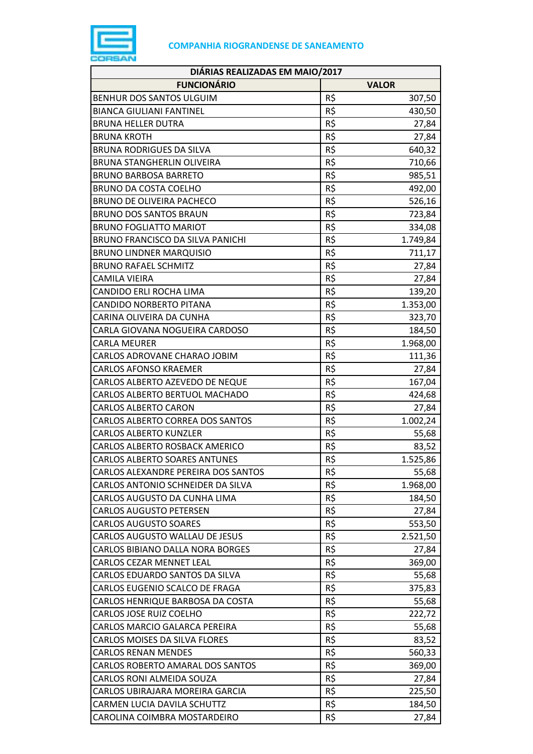**COMPANHIA RIOGRANDENSE DE SANEAMENTO**

| DIÁRIAS REALIZADAS EM MAIO/2017 | | |
|---|---|---|
| **FUNCIONÁRIO** | **VALOR** | |
| BENHUR DOS SANTOS ULGUIM | R$ | 307,50 |
| BIANCA GIULIANI FANTINEL | R$ | 430,50 |
| BRUNA HELLER DUTRA | R$ | 27,84 |
| BRUNA KROTH | R$ | 27,84 |
| BRUNA RODRIGUES DA SILVA | R$ | 640,32 |
| BRUNA STANGHERLIN OLIVEIRA | R$ | 710,66 |
| BRUNO BARBOSA BARRETO | R$ | 985,51 |
| BRUNO DA COSTA COELHO | R$ | 492,00 |
| BRUNO DE OLIVEIRA PACHECO | R$ | 526,16 |
| BRUNO DOS SANTOS BRAUN | R$ | 723,84 |
| BRUNO FOGLIATTO MARIOT | R$ | 334,08 |
| BRUNO FRANCISCO DA SILVA PANICHI | R$ | 1.749,84 |
| BRUNO LINDNER MARQUISIO | R$ | 711,17 |
| BRUNO RAFAEL SCHMITZ | R$ | 27,84 |
| CAMILA VIEIRA | R$ | 27,84 |
| CANDIDO ERLI ROCHA LIMA | R$ | 139,20 |
| CANDIDO NORBERTO PITANA | R$ | 1.353,00 |
| CARINA OLIVEIRA DA CUNHA | R$ | 323,70 |
| CARLA GIOVANA NOGUEIRA CARDOSO | R$ | 184,50 |
| CARLA MEURER | R$ | 1.968,00 |
| CARLOS ADROVANE CHARAO JOBIM | R$ | 111,36 |
| CARLOS AFONSO KRAEMER | R$ | 27,84 |
| CARLOS ALBERTO AZEVEDO DE NEQUE | R$ | 167,04 |
| CARLOS ALBERTO BERTUOL MACHADO | R$ | 424,68 |
| CARLOS ALBERTO CARON | R$ | 27,84 |
| CARLOS ALBERTO CORREA DOS SANTOS | R$ | 1.002,24 |
| CARLOS ALBERTO KUNZLER | R$ | 55,68 |
| CARLOS ALBERTO ROSBACK AMERICO | R$ | 83,52 |
| CARLOS ALBERTO SOARES ANTUNES | R$ | 1.525,86 |
| CARLOS ALEXANDRE PEREIRA DOS SANTOS | R$ | 55,68 |
| CARLOS ANTONIO SCHNEIDER DA SILVA | R$ | 1.968,00 |
| CARLOS AUGUSTO DA CUNHA LIMA | R$ | 184,50 |
| CARLOS AUGUSTO PETERSEN | R$ | 27,84 |
| CARLOS AUGUSTO SOARES | R$ | 553,50 |
| CARLOS AUGUSTO WALLAU DE JESUS | R$ | 2.521,50 |
| CARLOS BIBIANO DALLA NORA BORGES | R$ | 27,84 |
| CARLOS CEZAR MENNET LEAL | R$ | 369,00 |
| CARLOS EDUARDO SANTOS DA SILVA | R$ | 55,68 |
| CARLOS EUGENIO SCALCO DE FRAGA | R$ | 375,83 |
| CARLOS HENRIQUE BARBOSA DA COSTA | R$ | 55,68 |
| CARLOS JOSE RUIZ COELHO | R$ | 222,72 |
| CARLOS MARCIO GALARCA PEREIRA | R$ | 55,68 |
| CARLOS MOISES DA SILVA FLORES | R$ | 83,52 |
| CARLOS RENAN MENDES | R$ | 560,33 |
| CARLOS ROBERTO AMARAL DOS SANTOS | R$ | 369,00 |
| CARLOS RONI ALMEIDA SOUZA | R$ | 27,84 |
| CARLOS UBIRAJARA MOREIRA GARCIA | R$ | 225,50 |
| CARMEN LUCIA DAVILA SCHUTTZ | R$ | 184,50 |
| CAROLINA COIMBRA MOSTARDEIRO | R$ | 27,84 |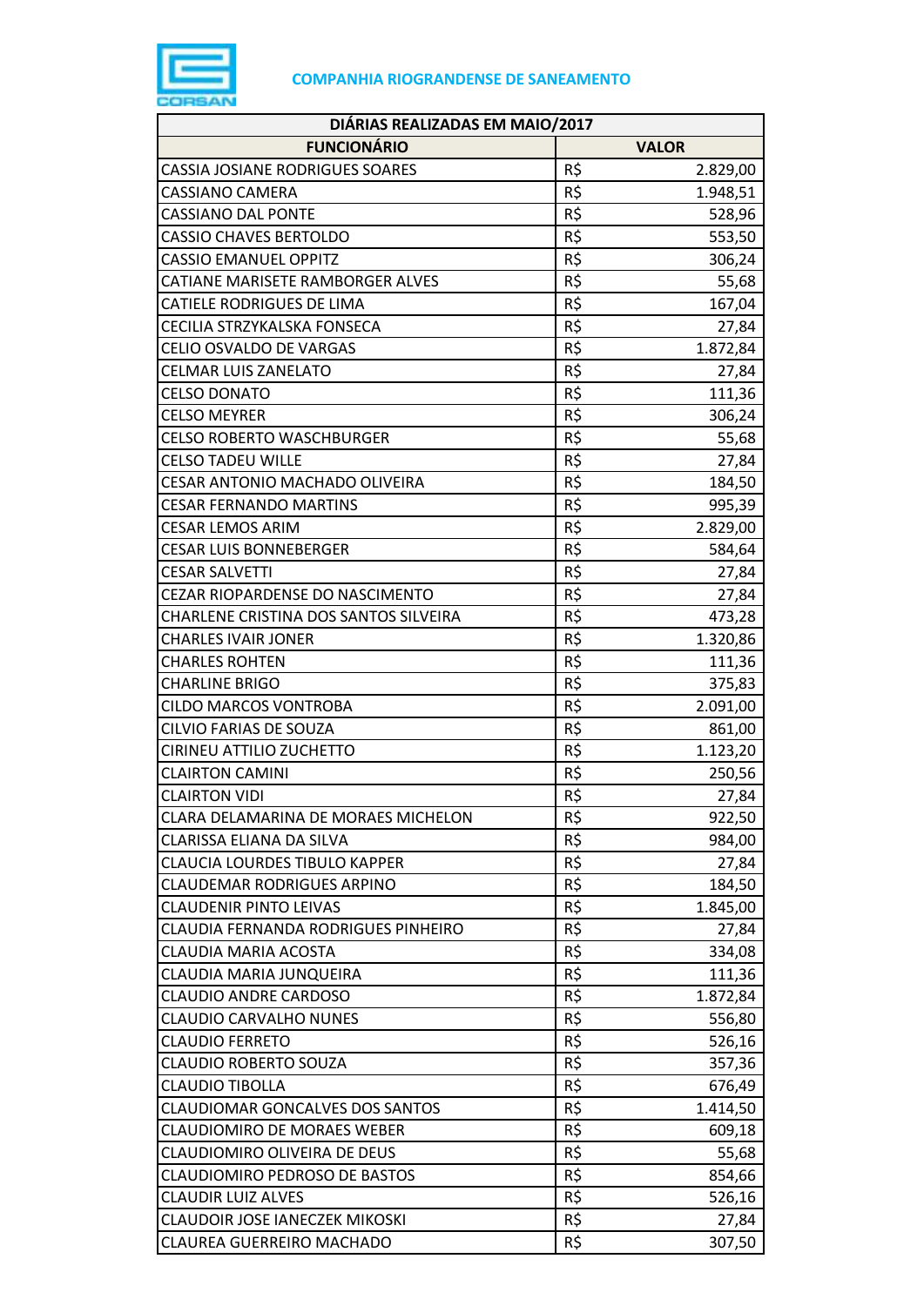COMPANHIA RIOGRANDENSE DE SANEAMENTO

| DIÁRIAS REALIZADAS EM MAIO/2017 | | |
|---|---|---|
| FUNCIONÁRIO | VALOR | |
| CASSIA JOSIANE RODRIGUES SOARES | R$ | 2.829,00 |
| CASSIANO CAMERA | R$ | 1.948,51 |
| CASSIANO DAL PONTE | R$ | 528,96 |
| CASSIO CHAVES BERTOLDO | R$ | 553,50 |
| CASSIO EMANUEL OPPITZ | R$ | 306,24 |
| CATIANE MARISETE RAMBORGER ALVES | R$ | 55,68 |
| CATIELE RODRIGUES DE LIMA | R$ | 167,04 |
| CECILIA STRZYKALSKA FONSECA | R$ | 27,84 |
| CELIO OSVALDO DE VARGAS | R$ | 1.872,84 |
| CELMAR LUIS ZANELATO | R$ | 27,84 |
| CELSO DONATO | R$ | 111,36 |
| CELSO MEYRER | R$ | 306,24 |
| CELSO ROBERTO WASCHBURGER | R$ | 55,68 |
| CELSO TADEU WILLE | R$ | 27,84 |
| CESAR ANTONIO MACHADO OLIVEIRA | R$ | 184,50 |
| CESAR FERNANDO MARTINS | R$ | 995,39 |
| CESAR LEMOS ARIM | R$ | 2.829,00 |
| CESAR LUIS BONNEBERGER | R$ | 584,64 |
| CESAR SALVETTI | R$ | 27,84 |
| CEZAR RIOPARDENSE DO NASCIMENTO | R$ | 27,84 |
| CHARLENE CRISTINA DOS SANTOS SILVEIRA | R$ | 473,28 |
| CHARLES IVAIR JONER | R$ | 1.320,86 |
| CHARLES ROHTEN | R$ | 111,36 |
| CHARLINE BRIGO | R$ | 375,83 |
| CILDO MARCOS VONTROBA | R$ | 2.091,00 |
| CILVIO FARIAS DE SOUZA | R$ | 861,00 |
| CIRINEU ATTILIO ZUCHETTO | R$ | 1.123,20 |
| CLAIRTON CAMINI | R$ | 250,56 |
| CLAIRTON VIDI | R$ | 27,84 |
| CLARA DELAMARINA DE MORAES MICHELON | R$ | 922,50 |
| CLARISSA ELIANA DA SILVA | R$ | 984,00 |
| CLAUCIA LOURDES TIBULO KAPPER | R$ | 27,84 |
| CLAUDEMAR RODRIGUES ARPINO | R$ | 184,50 |
| CLAUDENIR PINTO LEIVAS | R$ | 1.845,00 |
| CLAUDIA FERNANDA RODRIGUES PINHEIRO | R$ | 27,84 |
| CLAUDIA MARIA ACOSTA | R$ | 334,08 |
| CLAUDIA MARIA JUNQUEIRA | R$ | 111,36 |
| CLAUDIO ANDRE CARDOSO | R$ | 1.872,84 |
| CLAUDIO CARVALHO NUNES | R$ | 556,80 |
| CLAUDIO FERRETO | R$ | 526,16 |
| CLAUDIO ROBERTO SOUZA | R$ | 357,36 |
| CLAUDIO TIBOLLA | R$ | 676,49 |
| CLAUDIOMAR GONCALVES DOS SANTOS | R$ | 1.414,50 |
| CLAUDIOMIRO DE MORAES WEBER | R$ | 609,18 |
| CLAUDIOMIRO OLIVEIRA DE DEUS | R$ | 55,68 |
| CLAUDIOMIRO PEDROSO DE BASTOS | R$ | 854,66 |
| CLAUDIR LUIZ ALVES | R$ | 526,16 |
| CLAUDOIR JOSE IANECZEK MIKOSKI | R$ | 27,84 |
| CLAUREA GUERREIRO MACHADO | R$ | 307,50 |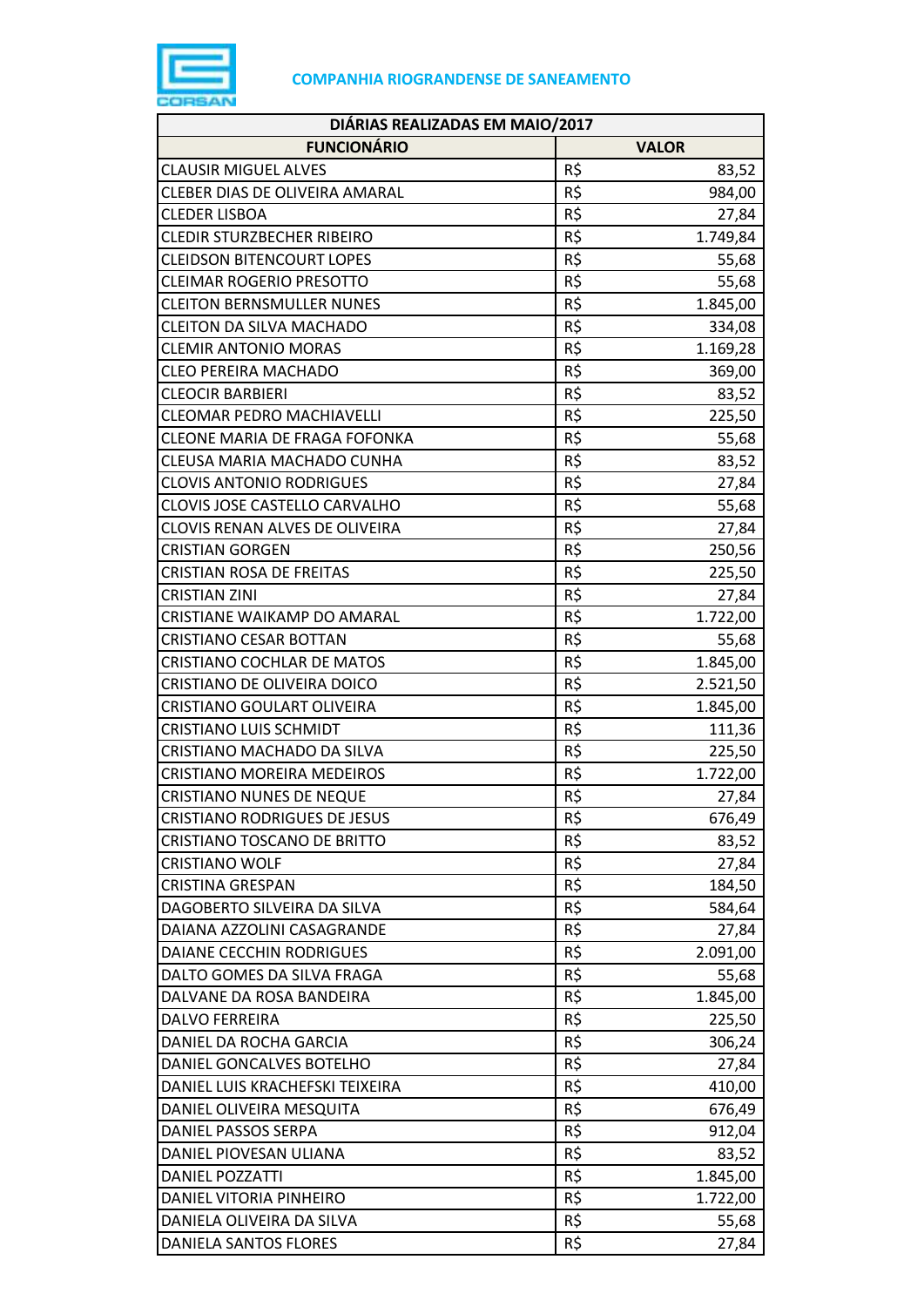**COMPANHIA RIOGRANDENSE DE SANEAMENTO**

| DIÁRIAS REALIZADAS EM MAIO/2017 | | |
|---|---|---|
| **FUNCIONÁRIO** | **VALOR** | |
| CLAUSIR MIGUEL ALVES | R$ | 83,52 |
| CLEBER DIAS DE OLIVEIRA AMARAL | R$ | 984,00 |
| CLEDER LISBOA | R$ | 27,84 |
| CLEDIR STURZBECHER RIBEIRO | R$ | 1.749,84 |
| CLEIDSON BITENCOURT LOPES | R$ | 55,68 |
| CLEIMAR ROGERIO PRESOTTO | R$ | 55,68 |
| CLEITON BERNSMULLER NUNES | R$ | 1.845,00 |
| CLEITON DA SILVA MACHADO | R$ | 334,08 |
| CLEMIR ANTONIO MORAS | R$ | 1.169,28 |
| CLEO PEREIRA MACHADO | R$ | 369,00 |
| CLEOCIR BARBIERI | R$ | 83,52 |
| CLEOMAR PEDRO MACHIAVELLI | R$ | 225,50 |
| CLEONE MARIA DE FRAGA FOFONKA | R$ | 55,68 |
| CLEUSA MARIA MACHADO CUNHA | R$ | 83,52 |
| CLOVIS ANTONIO RODRIGUES | R$ | 27,84 |
| CLOVIS JOSE CASTELLO CARVALHO | R$ | 55,68 |
| CLOVIS RENAN ALVES DE OLIVEIRA | R$ | 27,84 |
| CRISTIAN GORGEN | R$ | 250,56 |
| CRISTIAN ROSA DE FREITAS | R$ | 225,50 |
| CRISTIAN ZINI | R$ | 27,84 |
| CRISTIANE WAIKAMP DO AMARAL | R$ | 1.722,00 |
| CRISTIANO CESAR BOTTAN | R$ | 55,68 |
| CRISTIANO COCHLAR DE MATOS | R$ | 1.845,00 |
| CRISTIANO DE OLIVEIRA DOICO | R$ | 2.521,50 |
| CRISTIANO GOULART OLIVEIRA | R$ | 1.845,00 |
| CRISTIANO LUIS SCHMIDT | R$ | 111,36 |
| CRISTIANO MACHADO DA SILVA | R$ | 225,50 |
| CRISTIANO MOREIRA MEDEIROS | R$ | 1.722,00 |
| CRISTIANO NUNES DE NEQUE | R$ | 27,84 |
| CRISTIANO RODRIGUES DE JESUS | R$ | 676,49 |
| CRISTIANO TOSCANO DE BRITTO | R$ | 83,52 |
| CRISTIANO WOLF | R$ | 27,84 |
| CRISTINA GRESPAN | R$ | 184,50 |
| DAGOBERTO SILVEIRA DA SILVA | R$ | 584,64 |
| DAIANA AZZOLINI CASAGRANDE | R$ | 27,84 |
| DAIANE CECCHIN RODRIGUES | R$ | 2.091,00 |
| DALTO GOMES DA SILVA FRAGA | R$ | 55,68 |
| DALVANE DA ROSA BANDEIRA | R$ | 1.845,00 |
| DALVO FERREIRA | R$ | 225,50 |
| DANIEL DA ROCHA GARCIA | R$ | 306,24 |
| DANIEL GONCALVES BOTELHO | R$ | 27,84 |
| DANIEL LUIS KRACHEFSKI TEIXEIRA | R$ | 410,00 |
| DANIEL OLIVEIRA MESQUITA | R$ | 676,49 |
| DANIEL PASSOS SERPA | R$ | 912,04 |
| DANIEL PIOVESAN ULIANA | R$ | 83,52 |
| DANIEL POZZATTI | R$ | 1.845,00 |
| DANIEL VITORIA PINHEIRO | R$ | 1.722,00 |
| DANIELA OLIVEIRA DA SILVA | R$ | 55,68 |
| DANIELA SANTOS FLORES | R$ | 27,84 |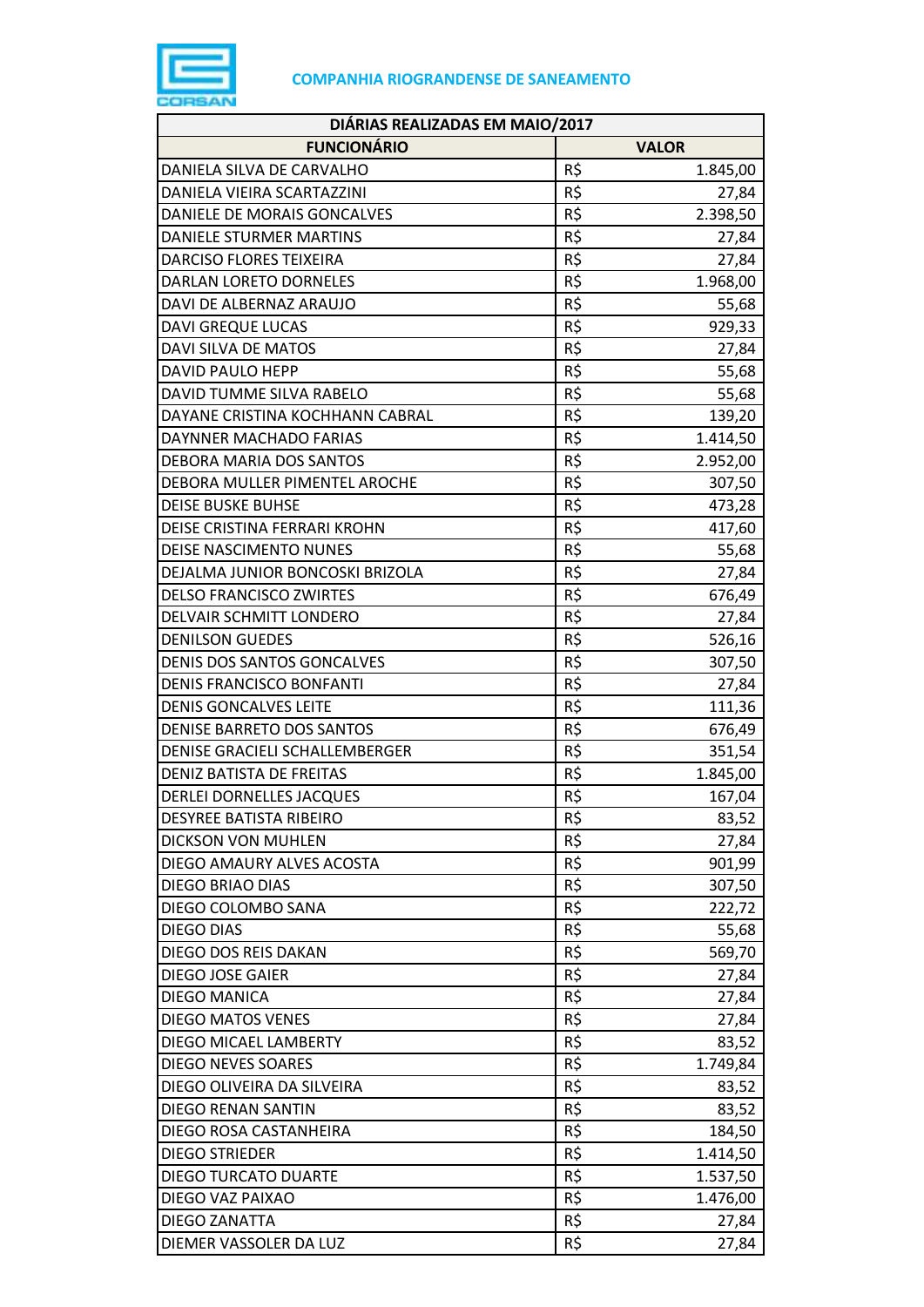**COMPANHIA RIOGRANDENSE DE SANEAMENTO**

| DIÁRIAS REALIZADAS EM MAIO/2017 | | |
|---|---|---|
| **FUNCIONÁRIO** | **VALOR** | |
| DANIELA SILVA DE CARVALHO | R$ | 1.845,00 |
| DANIELA VIEIRA SCARTAZZINI | R$ | 27,84 |
| DANIELE DE MORAIS GONCALVES | R$ | 2.398,50 |
| DANIELE STURMER MARTINS | R$ | 27,84 |
| DARCISO FLORES TEIXEIRA | R$ | 27,84 |
| DARLAN LORETO DORNELES | R$ | 1.968,00 |
| DAVI DE ALBERNAZ ARAUJO | R$ | 55,68 |
| DAVI GREQUE LUCAS | R$ | 929,33 |
| DAVI SILVA DE MATOS | R$ | 27,84 |
| DAVID PAULO HEPP | R$ | 55,68 |
| DAVID TUMME SILVA RABELO | R$ | 55,68 |
| DAYANE CRISTINA KOCHHANN CABRAL | R$ | 139,20 |
| DAYNNER MACHADO FARIAS | R$ | 1.414,50 |
| DEBORA MARIA DOS SANTOS | R$ | 2.952,00 |
| DEBORA MULLER PIMENTEL AROCHE | R$ | 307,50 |
| DEISE BUSKE BUHSE | R$ | 473,28 |
| DEISE CRISTINA FERRARI KROHN | R$ | 417,60 |
| DEISE NASCIMENTO NUNES | R$ | 55,68 |
| DEJALMA JUNIOR BONCOSKI BRIZOLA | R$ | 27,84 |
| DELSO FRANCISCO ZWIRTES | R$ | 676,49 |
| DELVAIR SCHMITT LONDERO | R$ | 27,84 |
| DENILSON GUEDES | R$ | 526,16 |
| DENIS DOS SANTOS GONCALVES | R$ | 307,50 |
| DENIS FRANCISCO BONFANTI | R$ | 27,84 |
| DENIS GONCALVES LEITE | R$ | 111,36 |
| DENISE BARRETO DOS SANTOS | R$ | 676,49 |
| DENISE GRACIELI SCHALLEMBERGER | R$ | 351,54 |
| DENIZ BATISTA DE FREITAS | R$ | 1.845,00 |
| DERLEI DORNELLES JACQUES | R$ | 167,04 |
| DESYREE BATISTA RIBEIRO | R$ | 83,52 |
| DICKSON VON MUHLEN | R$ | 27,84 |
| DIEGO AMAURY ALVES ACOSTA | R$ | 901,99 |
| DIEGO BRIAO DIAS | R$ | 307,50 |
| DIEGO COLOMBO SANA | R$ | 222,72 |
| DIEGO DIAS | R$ | 55,68 |
| DIEGO DOS REIS DAKAN | R$ | 569,70 |
| DIEGO JOSE GAIER | R$ | 27,84 |
| DIEGO MANICA | R$ | 27,84 |
| DIEGO MATOS VENES | R$ | 27,84 |
| DIEGO MICAEL LAMBERTY | R$ | 83,52 |
| DIEGO NEVES SOARES | R$ | 1.749,84 |
| DIEGO OLIVEIRA DA SILVEIRA | R$ | 83,52 |
| DIEGO RENAN SANTIN | R$ | 83,52 |
| DIEGO ROSA CASTANHEIRA | R$ | 184,50 |
| DIEGO STRIEDER | R$ | 1.414,50 |
| DIEGO TURCATO DUARTE | R$ | 1.537,50 |
| DIEGO VAZ PAIXAO | R$ | 1.476,00 |
| DIEGO ZANATTA | R$ | 27,84 |
| DIEMER VASSOLER DA LUZ | R$ | 27,84 |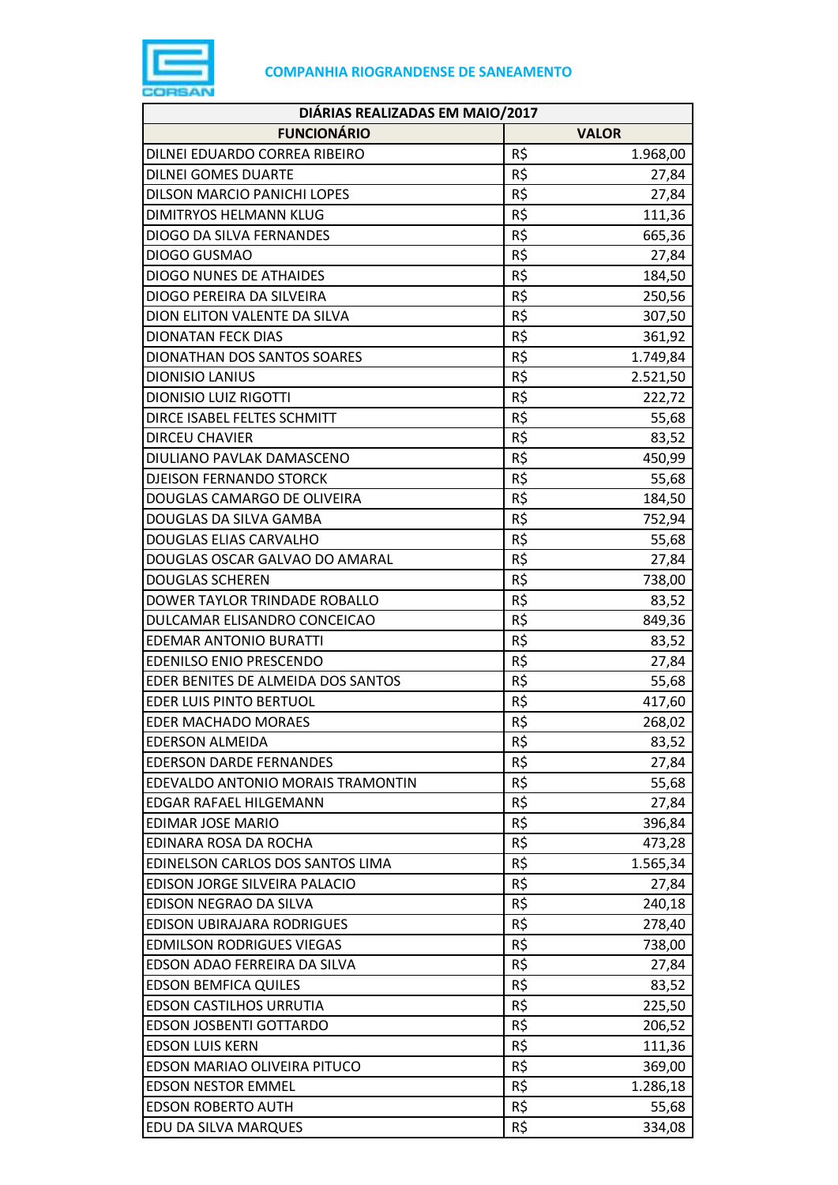**COMPANHIA RIOGRANDENSE DE SANEAMENTO**

| DIÁRIAS REALIZADAS EM MAIO/2017 | | |
|---|---|---|
| **FUNCIONÁRIO** | **VALOR** | |
| DILNEI EDUARDO CORREA RIBEIRO | R$ | 1.968,00 |
| DILNEI GOMES DUARTE | R$ | 27,84 |
| DILSON MARCIO PANICHI LOPES | R$ | 27,84 |
| DIMITRYOS HELMANN KLUG | R$ | 111,36 |
| DIOGO DA SILVA FERNANDES | R$ | 665,36 |
| DIOGO GUSMAO | R$ | 27,84 |
| DIOGO NUNES DE ATHAIDES | R$ | 184,50 |
| DIOGO PEREIRA DA SILVEIRA | R$ | 250,56 |
| DION ELITON VALENTE DA SILVA | R$ | 307,50 |
| DIONATAN FECK DIAS | R$ | 361,92 |
| DIONATHAN DOS SANTOS SOARES | R$ | 1.749,84 |
| DIONISIO LANIUS | R$ | 2.521,50 |
| DIONISIO LUIZ RIGOTTI | R$ | 222,72 |
| DIRCE ISABEL FELTES SCHMITT | R$ | 55,68 |
| DIRCEU CHAVIER | R$ | 83,52 |
| DIULIANO PAVLAK DAMASCENO | R$ | 450,99 |
| DJEISON FERNANDO STORCK | R$ | 55,68 |
| DOUGLAS CAMARGO DE OLIVEIRA | R$ | 184,50 |
| DOUGLAS DA SILVA GAMBA | R$ | 752,94 |
| DOUGLAS ELIAS CARVALHO | R$ | 55,68 |
| DOUGLAS OSCAR GALVAO DO AMARAL | R$ | 27,84 |
| DOUGLAS SCHEREN | R$ | 738,00 |
| DOWER TAYLOR TRINDADE ROBALLO | R$ | 83,52 |
| DULCAMAR ELISANDRO CONCEICAO | R$ | 849,36 |
| EDEMAR ANTONIO BURATTI | R$ | 83,52 |
| EDENILSO ENIO PRESCENDO | R$ | 27,84 |
| EDER BENITES DE ALMEIDA DOS SANTOS | R$ | 55,68 |
| EDER LUIS PINTO BERTUOL | R$ | 417,60 |
| EDER MACHADO MORAES | R$ | 268,02 |
| EDERSON ALMEIDA | R$ | 83,52 |
| EDERSON DARDE FERNANDES | R$ | 27,84 |
| EDEVALDO ANTONIO MORAIS TRAMONTIN | R$ | 55,68 |
| EDGAR RAFAEL HILGEMANN | R$ | 27,84 |
| EDIMAR JOSE MARIO | R$ | 396,84 |
| EDINARA ROSA DA ROCHA | R$ | 473,28 |
| EDINELSON CARLOS DOS SANTOS LIMA | R$ | 1.565,34 |
| EDISON JORGE SILVEIRA PALACIO | R$ | 27,84 |
| EDISON NEGRAO DA SILVA | R$ | 240,18 |
| EDISON UBIRAJARA RODRIGUES | R$ | 278,40 |
| EDMILSON RODRIGUES VIEGAS | R$ | 738,00 |
| EDSON ADAO FERREIRA DA SILVA | R$ | 27,84 |
| EDSON BEMFICA QUILES | R$ | 83,52 |
| EDSON CASTILHOS URRUTIA | R$ | 225,50 |
| EDSON JOSBENTI GOTTARDO | R$ | 206,52 |
| EDSON LUIS KERN | R$ | 111,36 |
| EDSON MARIAO OLIVEIRA PITUCO | R$ | 369,00 |
| EDSON NESTOR EMMEL | R$ | 1.286,18 |
| EDSON ROBERTO AUTH | R$ | 55,68 |
| EDU DA SILVA MARQUES | R$ | 334,08 |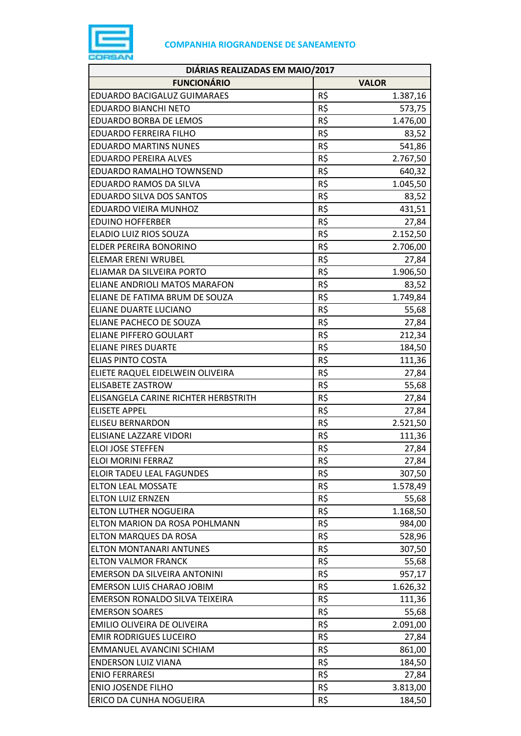**COMPANHIA RIOGRANDENSE DE SANEAMENTO**

| DIÁRIAS REALIZADAS EM MAIO/2017 | | |
|---|---|---|
| **FUNCIONÁRIO** | **VALOR** | |
| EDUARDO BACIGALUZ GUIMARAES | R$ | 1.387,16 |
| EDUARDO BIANCHI NETO | R$ | 573,75 |
| EDUARDO BORBA DE LEMOS | R$ | 1.476,00 |
| EDUARDO FERREIRA FILHO | R$ | 83,52 |
| EDUARDO MARTINS NUNES | R$ | 541,86 |
| EDUARDO PEREIRA ALVES | R$ | 2.767,50 |
| EDUARDO RAMALHO TOWNSEND | R$ | 640,32 |
| EDUARDO RAMOS DA SILVA | R$ | 1.045,50 |
| EDUARDO SILVA DOS SANTOS | R$ | 83,52 |
| EDUARDO VIEIRA MUNHOZ | R$ | 431,51 |
| EDUINO HOFFERBER | R$ | 27,84 |
| ELADIO LUIZ RIOS SOUZA | R$ | 2.152,50 |
| ELDER PEREIRA BONORINO | R$ | 2.706,00 |
| ELEMAR ERENI WRUBEL | R$ | 27,84 |
| ELIAMAR DA SILVEIRA PORTO | R$ | 1.906,50 |
| ELIANE ANDRIOLI MATOS MARAFON | R$ | 83,52 |
| ELIANE DE FATIMA BRUM DE SOUZA | R$ | 1.749,84 |
| ELIANE DUARTE LUCIANO | R$ | 55,68 |
| ELIANE PACHECO DE SOUZA | R$ | 27,84 |
| ELIANE PIFFERO GOULART | R$ | 212,34 |
| ELIANE PIRES DUARTE | R$ | 184,50 |
| ELIAS PINTO COSTA | R$ | 111,36 |
| ELIETE RAQUEL EIDELWEIN OLIVEIRA | R$ | 27,84 |
| ELISABETE ZASTROW | R$ | 55,68 |
| ELISANGELA CARINE RICHTER HERBSTRITH | R$ | 27,84 |
| ELISETE APPEL | R$ | 27,84 |
| ELISEU BERNARDON | R$ | 2.521,50 |
| ELISIANE LAZZARE VIDORI | R$ | 111,36 |
| ELOI JOSE STEFFEN | R$ | 27,84 |
| ELOI MORINI FERRAZ | R$ | 27,84 |
| ELOIR TADEU LEAL FAGUNDES | R$ | 307,50 |
| ELTON LEAL MOSSATE | R$ | 1.578,49 |
| ELTON LUIZ ERNZEN | R$ | 55,68 |
| ELTON LUTHER NOGUEIRA | R$ | 1.168,50 |
| ELTON MARION DA ROSA POHLMANN | R$ | 984,00 |
| ELTON MARQUES DA ROSA | R$ | 528,96 |
| ELTON MONTANARI ANTUNES | R$ | 307,50 |
| ELTON VALMOR FRANCK | R$ | 55,68 |
| EMERSON DA SILVEIRA ANTONINI | R$ | 957,17 |
| EMERSON LUIS CHARAO JOBIM | R$ | 1.626,32 |
| EMERSON RONALDO SILVA TEIXEIRA | R$ | 111,36 |
| EMERSON SOARES | R$ | 55,68 |
| EMILIO OLIVEIRA DE OLIVEIRA | R$ | 2.091,00 |
| EMIR RODRIGUES LUCEIRO | R$ | 27,84 |
| EMMANUEL AVANCINI SCHIAM | R$ | 861,00 |
| ENDERSON LUIZ VIANA | R$ | 184,50 |
| ENIO FERRARESI | R$ | 27,84 |
| ENIO JOSENDE FILHO | R$ | 3.813,00 |
| ERICO DA CUNHA NOGUEIRA | R$ | 184,50 |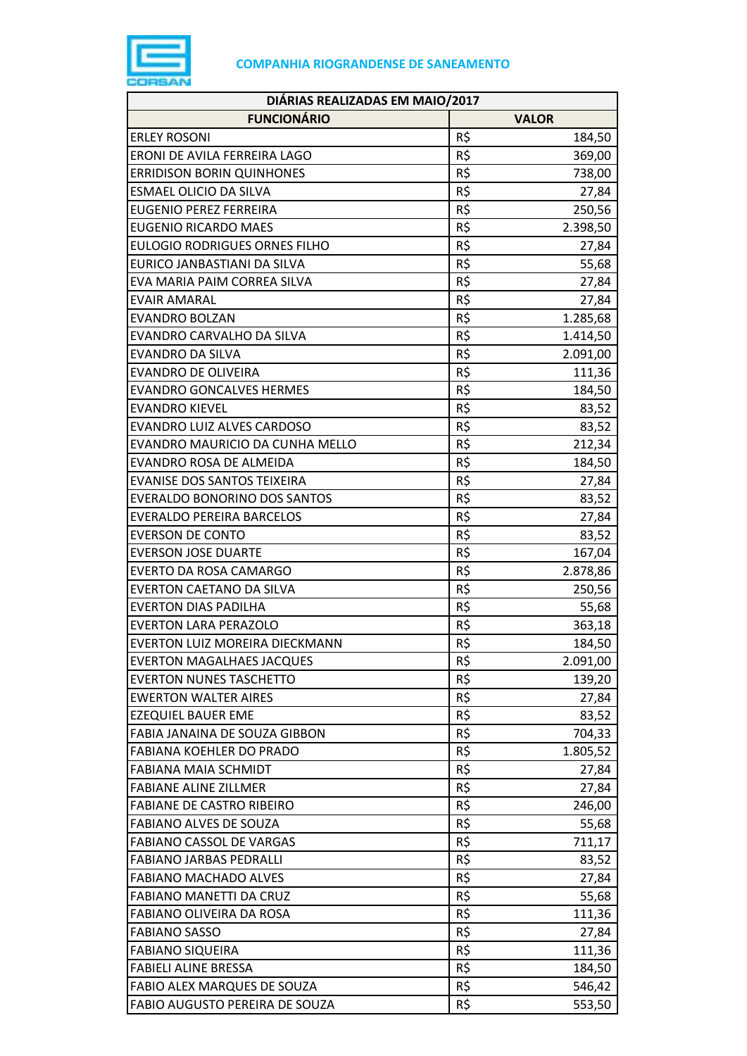**COMPANHIA RIOGRANDENSE DE SANEAMENTO**

| DIÁRIAS REALIZADAS EM MAIO/2017 | | |
|---|---|---|
| **FUNCIONÁRIO** | **VALOR** | |
| ERLEY ROSONI | R$ | 184,50 |
| ERONI DE AVILA FERREIRA LAGO | R$ | 369,00 |
| ERRIDISON BORIN QUINHONES | R$ | 738,00 |
| ESMAEL OLICIO DA SILVA | R$ | 27,84 |
| EUGENIO PEREZ FERREIRA | R$ | 250,56 |
| EUGENIO RICARDO MAES | R$ | 2.398,50 |
| EULOGIO RODRIGUES ORNES FILHO | R$ | 27,84 |
| EURICO JANBASTIANI DA SILVA | R$ | 55,68 |
| EVA MARIA PAIM CORREA SILVA | R$ | 27,84 |
| EVAIR AMARAL | R$ | 27,84 |
| EVANDRO BOLZAN | R$ | 1.285,68 |
| EVANDRO CARVALHO DA SILVA | R$ | 1.414,50 |
| EVANDRO DA SILVA | R$ | 2.091,00 |
| EVANDRO DE OLIVEIRA | R$ | 111,36 |
| EVANDRO GONCALVES HERMES | R$ | 184,50 |
| EVANDRO KIEVEL | R$ | 83,52 |
| EVANDRO LUIZ ALVES CARDOSO | R$ | 83,52 |
| EVANDRO MAURICIO DA CUNHA MELLO | R$ | 212,34 |
| EVANDRO ROSA DE ALMEIDA | R$ | 184,50 |
| EVANISE DOS SANTOS TEIXEIRA | R$ | 27,84 |
| EVERALDO BONORINO DOS SANTOS | R$ | 83,52 |
| EVERALDO PEREIRA BARCELOS | R$ | 27,84 |
| EVERSON DE CONTO | R$ | 83,52 |
| EVERSON JOSE DUARTE | R$ | 167,04 |
| EVERTO DA ROSA CAMARGO | R$ | 2.878,86 |
| EVERTON CAETANO DA SILVA | R$ | 250,56 |
| EVERTON DIAS PADILHA | R$ | 55,68 |
| EVERTON LARA PERAZOLO | R$ | 363,18 |
| EVERTON LUIZ MOREIRA DIECKMANN | R$ | 184,50 |
| EVERTON MAGALHAES JACQUES | R$ | 2.091,00 |
| EVERTON NUNES TASCHETTO | R$ | 139,20 |
| EWERTON WALTER AIRES | R$ | 27,84 |
| EZEQUIEL BAUER EME | R$ | 83,52 |
| FABIA JANAINA DE SOUZA GIBBON | R$ | 704,33 |
| FABIANA KOEHLER DO PRADO | R$ | 1.805,52 |
| FABIANA MAIA SCHMIDT | R$ | 27,84 |
| FABIANE ALINE ZILLMER | R$ | 27,84 |
| FABIANE DE CASTRO RIBEIRO | R$ | 246,00 |
| FABIANO ALVES DE SOUZA | R$ | 55,68 |
| FABIANO CASSOL DE VARGAS | R$ | 711,17 |
| FABIANO JARBAS PEDRALLI | R$ | 83,52 |
| FABIANO MACHADO ALVES | R$ | 27,84 |
| FABIANO MANETTI DA CRUZ | R$ | 55,68 |
| FABIANO OLIVEIRA DA ROSA | R$ | 111,36 |
| FABIANO SASSO | R$ | 27,84 |
| FABIANO SIQUEIRA | R$ | 111,36 |
| FABIELI ALINE BRESSA | R$ | 184,50 |
| FABIO ALEX MARQUES DE SOUZA | R$ | 546,42 |
| FABIO AUGUSTO PEREIRA DE SOUZA | R$ | 553,50 |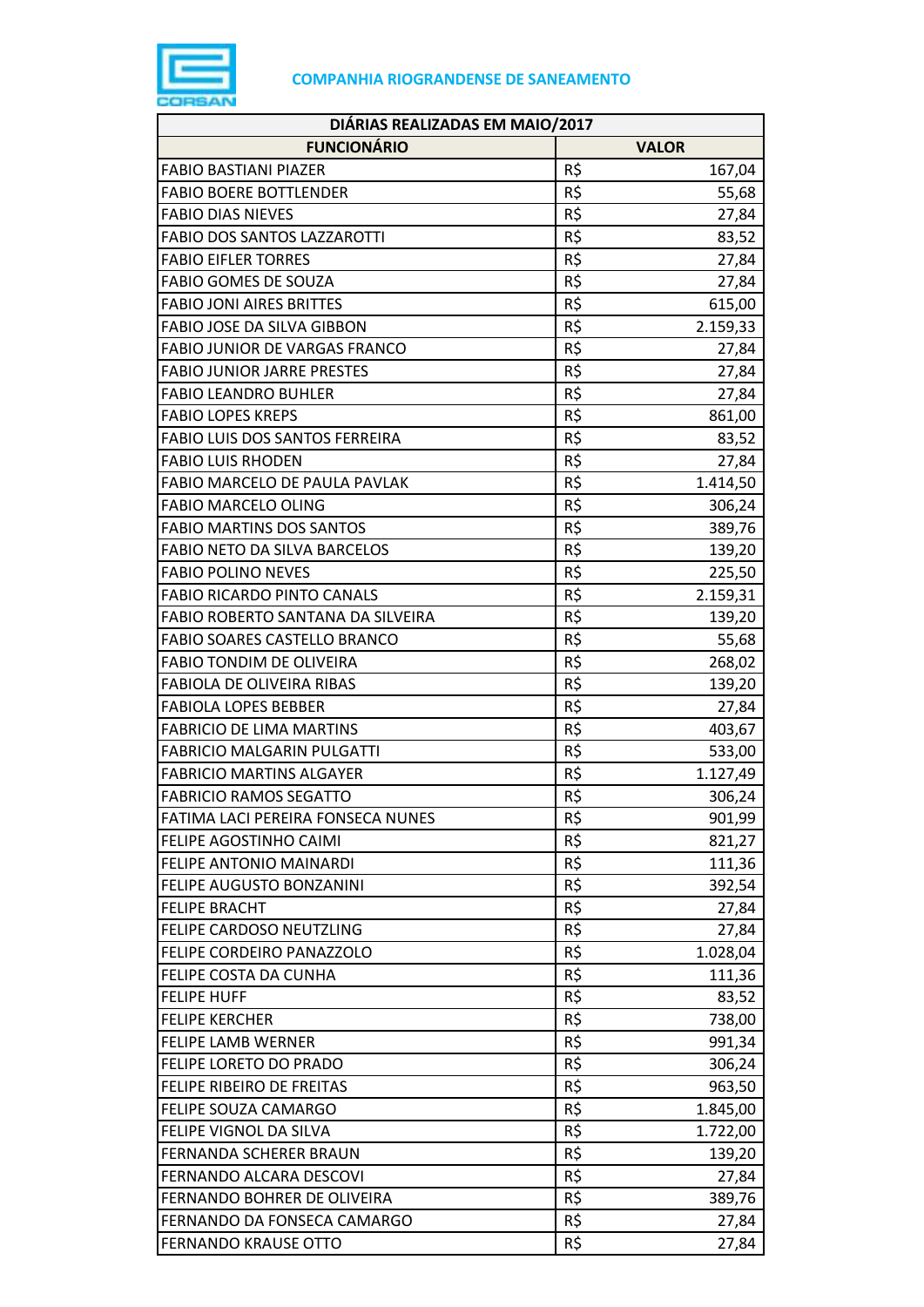**COMPANHIA RIOGRANDENSE DE SANEAMENTO**

| DIÁRIAS REALIZADAS EM MAIO/2017 | | |
|---|---|---|
| **FUNCIONÁRIO** | **VALOR** | |
| FABIO BASTIANI PIAZER | R$ | 167,04 |
| FABIO BOERE BOTTLENDER | R$ | 55,68 |
| FABIO DIAS NIEVES | R$ | 27,84 |
| FABIO DOS SANTOS LAZZAROTTI | R$ | 83,52 |
| FABIO EIFLER TORRES | R$ | 27,84 |
| FABIO GOMES DE SOUZA | R$ | 27,84 |
| FABIO JONI AIRES BRITTES | R$ | 615,00 |
| FABIO JOSE DA SILVA GIBBON | R$ | 2.159,33 |
| FABIO JUNIOR DE VARGAS FRANCO | R$ | 27,84 |
| FABIO JUNIOR JARRE PRESTES | R$ | 27,84 |
| FABIO LEANDRO BUHLER | R$ | 27,84 |
| FABIO LOPES KREPS | R$ | 861,00 |
| FABIO LUIS DOS SANTOS FERREIRA | R$ | 83,52 |
| FABIO LUIS RHODEN | R$ | 27,84 |
| FABIO MARCELO DE PAULA PAVLAK | R$ | 1.414,50 |
| FABIO MARCELO OLING | R$ | 306,24 |
| FABIO MARTINS DOS SANTOS | R$ | 389,76 |
| FABIO NETO DA SILVA BARCELOS | R$ | 139,20 |
| FABIO POLINO NEVES | R$ | 225,50 |
| FABIO RICARDO PINTO CANALS | R$ | 2.159,31 |
| FABIO ROBERTO SANTANA DA SILVEIRA | R$ | 139,20 |
| FABIO SOARES CASTELLO BRANCO | R$ | 55,68 |
| FABIO TONDIM DE OLIVEIRA | R$ | 268,02 |
| FABIOLA DE OLIVEIRA RIBAS | R$ | 139,20 |
| FABIOLA LOPES BEBBER | R$ | 27,84 |
| FABRICIO DE LIMA MARTINS | R$ | 403,67 |
| FABRICIO MALGARIN PULGATTI | R$ | 533,00 |
| FABRICIO MARTINS ALGAYER | R$ | 1.127,49 |
| FABRICIO RAMOS SEGATTO | R$ | 306,24 |
| FATIMA LACI PEREIRA FONSECA NUNES | R$ | 901,99 |
| FELIPE AGOSTINHO CAIMI | R$ | 821,27 |
| FELIPE ANTONIO MAINARDI | R$ | 111,36 |
| FELIPE AUGUSTO BONZANINI | R$ | 392,54 |
| FELIPE BRACHT | R$ | 27,84 |
| FELIPE CARDOSO NEUTZLING | R$ | 27,84 |
| FELIPE CORDEIRO PANAZZOLO | R$ | 1.028,04 |
| FELIPE COSTA DA CUNHA | R$ | 111,36 |
| FELIPE HUFF | R$ | 83,52 |
| FELIPE KERCHER | R$ | 738,00 |
| FELIPE LAMB WERNER | R$ | 991,34 |
| FELIPE LORETO DO PRADO | R$ | 306,24 |
| FELIPE RIBEIRO DE FREITAS | R$ | 963,50 |
| FELIPE SOUZA CAMARGO | R$ | 1.845,00 |
| FELIPE VIGNOL DA SILVA | R$ | 1.722,00 |
| FERNANDA SCHERER BRAUN | R$ | 139,20 |
| FERNANDO ALCARA DESCOVI | R$ | 27,84 |
| FERNANDO BOHRER DE OLIVEIRA | R$ | 389,76 |
| FERNANDO DA FONSECA CAMARGO | R$ | 27,84 |
| FERNANDO KRAUSE OTTO | R$ | 27,84 |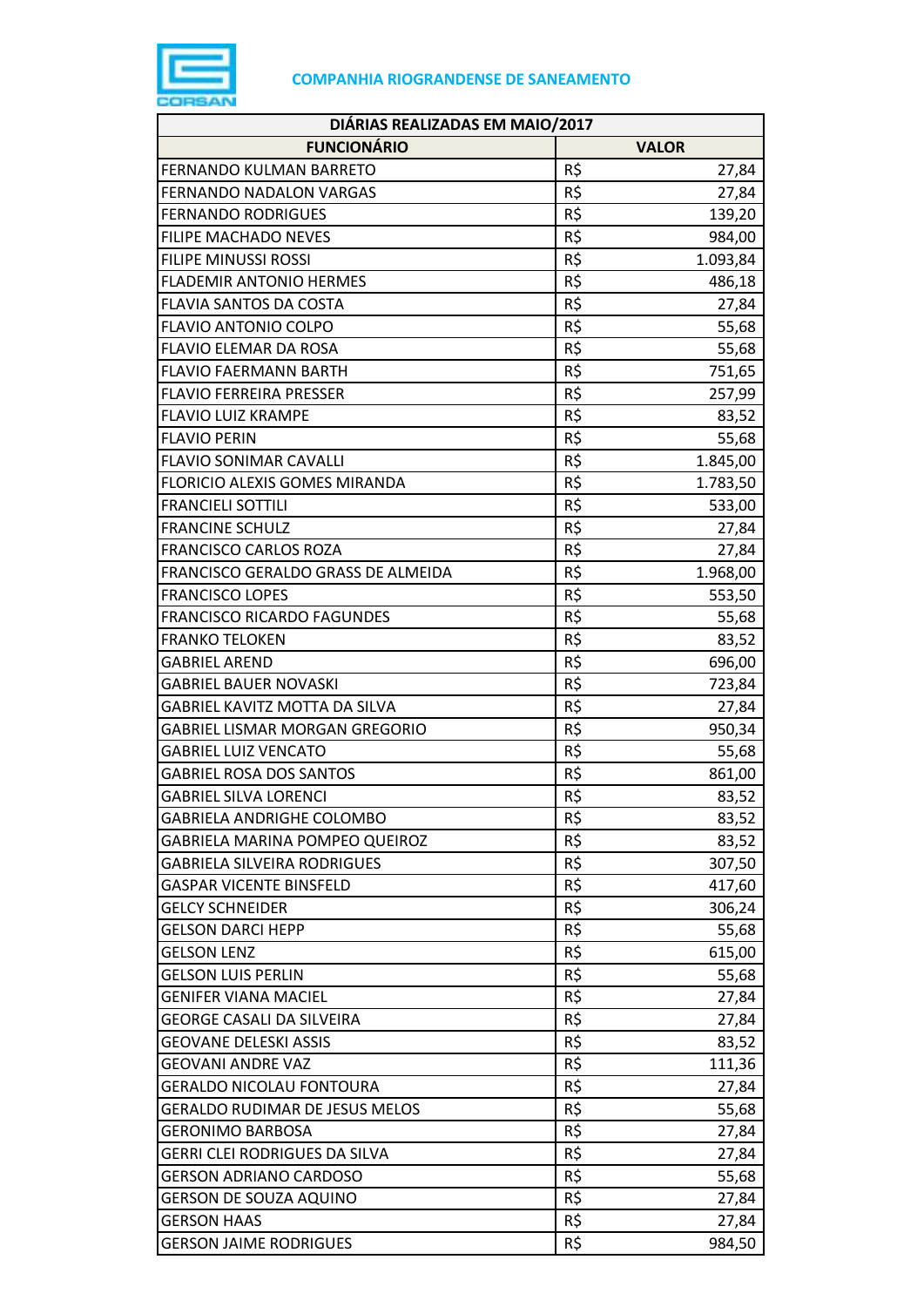**COMPANHIA RIOGRANDENSE DE SANEAMENTO**

| DIÁRIAS REALIZADAS EM MAIO/2017 | | |
|---|---|---|
| FUNCIONÁRIO | VALOR | |
| FERNANDO KULMAN BARRETO | R$ | 27,84 |
| FERNANDO NADALON VARGAS | R$ | 27,84 |
| FERNANDO RODRIGUES | R$ | 139,20 |
| FILIPE MACHADO NEVES | R$ | 984,00 |
| FILIPE MINUSSI ROSSI | R$ | 1.093,84 |
| FLADEMIR ANTONIO HERMES | R$ | 486,18 |
| FLAVIA SANTOS DA COSTA | R$ | 27,84 |
| FLAVIO ANTONIO COLPO | R$ | 55,68 |
| FLAVIO ELEMAR DA ROSA | R$ | 55,68 |
| FLAVIO FAERMANN BARTH | R$ | 751,65 |
| FLAVIO FERREIRA PRESSER | R$ | 257,99 |
| FLAVIO LUIZ KRAMPE | R$ | 83,52 |
| FLAVIO PERIN | R$ | 55,68 |
| FLAVIO SONIMAR CAVALLI | R$ | 1.845,00 |
| FLORICIO ALEXIS GOMES MIRANDA | R$ | 1.783,50 |
| FRANCIELI SOTTILI | R$ | 533,00 |
| FRANCINE SCHULZ | R$ | 27,84 |
| FRANCISCO CARLOS ROZA | R$ | 27,84 |
| FRANCISCO GERALDO GRASS DE ALMEIDA | R$ | 1.968,00 |
| FRANCISCO LOPES | R$ | 553,50 |
| FRANCISCO RICARDO FAGUNDES | R$ | 55,68 |
| FRANKO TELOKEN | R$ | 83,52 |
| GABRIEL AREND | R$ | 696,00 |
| GABRIEL BAUER NOVASKI | R$ | 723,84 |
| GABRIEL KAVITZ MOTTA DA SILVA | R$ | 27,84 |
| GABRIEL LISMAR MORGAN GREGORIO | R$ | 950,34 |
| GABRIEL LUIZ VENCATO | R$ | 55,68 |
| GABRIEL ROSA DOS SANTOS | R$ | 861,00 |
| GABRIEL SILVA LORENCI | R$ | 83,52 |
| GABRIELA ANDRIGHE COLOMBO | R$ | 83,52 |
| GABRIELA MARINA POMPEO QUEIROZ | R$ | 83,52 |
| GABRIELA SILVEIRA RODRIGUES | R$ | 307,50 |
| GASPAR VICENTE BINSFELD | R$ | 417,60 |
| GELCY SCHNEIDER | R$ | 306,24 |
| GELSON DARCI HEPP | R$ | 55,68 |
| GELSON LENZ | R$ | 615,00 |
| GELSON LUIS PERLIN | R$ | 55,68 |
| GENIFER VIANA MACIEL | R$ | 27,84 |
| GEORGE CASALI DA SILVEIRA | R$ | 27,84 |
| GEOVANE DELESKI ASSIS | R$ | 83,52 |
| GEOVANI ANDRE VAZ | R$ | 111,36 |
| GERALDO NICOLAU FONTOURA | R$ | 27,84 |
| GERALDO RUDIMAR DE JESUS MELOS | R$ | 55,68 |
| GERONIMO BARBOSA | R$ | 27,84 |
| GERRI CLEI RODRIGUES DA SILVA | R$ | 27,84 |
| GERSON ADRIANO CARDOSO | R$ | 55,68 |
| GERSON DE SOUZA AQUINO | R$ | 27,84 |
| GERSON HAAS | R$ | 27,84 |
| GERSON JAIME RODRIGUES | R$ | 984,50 |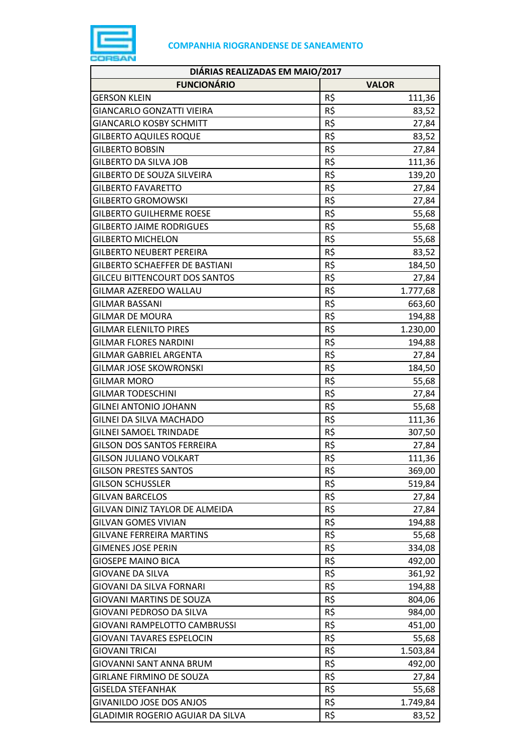COMPANHIA RIOGRANDENSE DE SANEAMENTO

| DIÁRIAS REALIZADAS EM MAIO/2017 | | |
|---|---|---|
| **FUNCIONÁRIO** | **VALOR** | |
| GERSON KLEIN | R$ | 111,36 |
| GIANCARLO GONZATTI VIEIRA | R$ | 83,52 |
| GIANCARLO KOSBY SCHMITT | R$ | 27,84 |
| GILBERTO AQUILES ROQUE | R$ | 83,52 |
| GILBERTO BOBSIN | R$ | 27,84 |
| GILBERTO DA SILVA JOB | R$ | 111,36 |
| GILBERTO DE SOUZA SILVEIRA | R$ | 139,20 |
| GILBERTO FAVARETTO | R$ | 27,84 |
| GILBERTO GROMOWSKI | R$ | 27,84 |
| GILBERTO GUILHERME ROESE | R$ | 55,68 |
| GILBERTO JAIME RODRIGUES | R$ | 55,68 |
| GILBERTO MICHELON | R$ | 55,68 |
| GILBERTO NEUBERT PEREIRA | R$ | 83,52 |
| GILBERTO SCHAEFFER DE BASTIANI | R$ | 184,50 |
| GILCEU BITTENCOURT DOS SANTOS | R$ | 27,84 |
| GILMAR AZEREDO WALLAU | R$ | 1.777,68 |
| GILMAR BASSANI | R$ | 663,60 |
| GILMAR DE MOURA | R$ | 194,88 |
| GILMAR ELENILTO PIRES | R$ | 1.230,00 |
| GILMAR FLORES NARDINI | R$ | 194,88 |
| GILMAR GABRIEL ARGENTA | R$ | 27,84 |
| GILMAR JOSE SKOWRONSKI | R$ | 184,50 |
| GILMAR MORO | R$ | 55,68 |
| GILMAR TODESCHINI | R$ | 27,84 |
| GILNEI ANTONIO JOHANN | R$ | 55,68 |
| GILNEI DA SILVA MACHADO | R$ | 111,36 |
| GILNEI SAMOEL TRINDADE | R$ | 307,50 |
| GILSON DOS SANTOS FERREIRA | R$ | 27,84 |
| GILSON JULIANO VOLKART | R$ | 111,36 |
| GILSON PRESTES SANTOS | R$ | 369,00 |
| GILSON SCHUSSLER | R$ | 519,84 |
| GILVAN BARCELOS | R$ | 27,84 |
| GILVAN DINIZ TAYLOR DE ALMEIDA | R$ | 27,84 |
| GILVAN GOMES VIVIAN | R$ | 194,88 |
| GILVANE FERREIRA MARTINS | R$ | 55,68 |
| GIMENES JOSE PERIN | R$ | 334,08 |
| GIOSEPE MAINO BICA | R$ | 492,00 |
| GIOVANE DA SILVA | R$ | 361,92 |
| GIOVANI DA SILVA FORNARI | R$ | 194,88 |
| GIOVANI MARTINS DE SOUZA | R$ | 804,06 |
| GIOVANI PEDROSO DA SILVA | R$ | 984,00 |
| GIOVANI RAMPELOTTO CAMBRUSSI | R$ | 451,00 |
| GIOVANI TAVARES ESPELOCIN | R$ | 55,68 |
| GIOVANI TRICAI | R$ | 1.503,84 |
| GIOVANNI SANT ANNA BRUM | R$ | 492,00 |
| GIRLANE FIRMINO DE SOUZA | R$ | 27,84 |
| GISELDA STEFANHAK | R$ | 55,68 |
| GIVANILDO JOSE DOS ANJOS | R$ | 1.749,84 |
| GLADIMIR ROGERIO AGUIAR DA SILVA | R$ | 83,52 |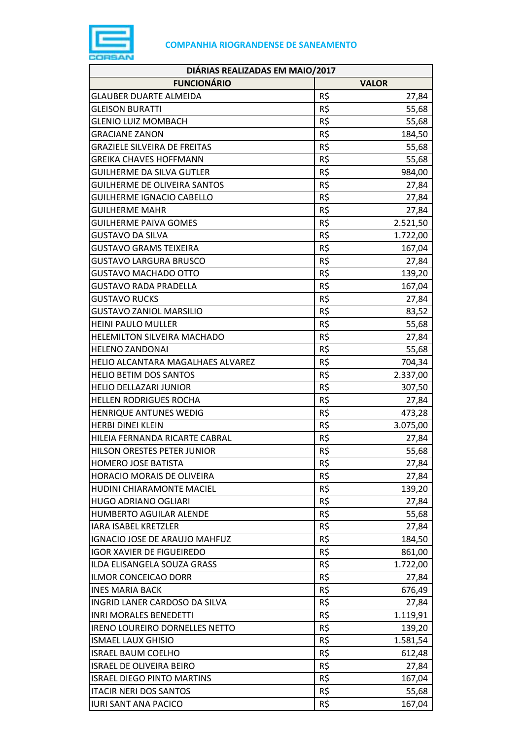COMPANHIA RIOGRANDENSE DE SANEAMENTO

| DIÁRIAS REALIZADAS EM MAIO/2017 | | |
|---|---|---|
| **FUNCIONÁRIO** | **VALOR** | |
| GLAUBER DUARTE ALMEIDA | R$ | 27,84 |
| GLEISON BURATTI | R$ | 55,68 |
| GLENIO LUIZ MOMBACH | R$ | 55,68 |
| GRACIANE ZANON | R$ | 184,50 |
| GRAZIELE SILVEIRA DE FREITAS | R$ | 55,68 |
| GREIKA CHAVES HOFFMANN | R$ | 55,68 |
| GUILHERME DA SILVA GUTLER | R$ | 984,00 |
| GUILHERME DE OLIVEIRA SANTOS | R$ | 27,84 |
| GUILHERME IGNACIO CABELLO | R$ | 27,84 |
| GUILHERME MAHR | R$ | 27,84 |
| GUILHERME PAIVA GOMES | R$ | 2.521,50 |
| GUSTAVO DA SILVA | R$ | 1.722,00 |
| GUSTAVO GRAMS TEIXEIRA | R$ | 167,04 |
| GUSTAVO LARGURA BRUSCO | R$ | 27,84 |
| GUSTAVO MACHADO OTTO | R$ | 139,20 |
| GUSTAVO RADA PRADELLA | R$ | 167,04 |
| GUSTAVO RUCKS | R$ | 27,84 |
| GUSTAVO ZANIOL MARSILIO | R$ | 83,52 |
| HEINI PAULO MULLER | R$ | 55,68 |
| HELEMILTON SILVEIRA MACHADO | R$ | 27,84 |
| HELENO ZANDONAI | R$ | 55,68 |
| HELIO ALCANTARA MAGALHAES ALVAREZ | R$ | 704,34 |
| HELIO BETIM DOS SANTOS | R$ | 2.337,00 |
| HELIO DELLAZARI JUNIOR | R$ | 307,50 |
| HELLEN RODRIGUES ROCHA | R$ | 27,84 |
| HENRIQUE ANTUNES WEDIG | R$ | 473,28 |
| HERBI DINEI KLEIN | R$ | 3.075,00 |
| HILEIA FERNANDA RICARTE CABRAL | R$ | 27,84 |
| HILSON ORESTES PETER JUNIOR | R$ | 55,68 |
| HOMERO JOSE BATISTA | R$ | 27,84 |
| HORACIO MORAIS DE OLIVEIRA | R$ | 27,84 |
| HUDINI CHIARAMONTE MACIEL | R$ | 139,20 |
| HUGO ADRIANO OGLIARI | R$ | 27,84 |
| HUMBERTO AGUILAR ALENDE | R$ | 55,68 |
| IARA ISABEL KRETZLER | R$ | 27,84 |
| IGNACIO JOSE DE ARAUJO MAHFUZ | R$ | 184,50 |
| IGOR XAVIER DE FIGUEIREDO | R$ | 861,00 |
| ILDA ELISANGELA SOUZA GRASS | R$ | 1.722,00 |
| ILMOR CONCEICAO DORR | R$ | 27,84 |
| INES MARIA BACK | R$ | 676,49 |
| INGRID LANER CARDOSO DA SILVA | R$ | 27,84 |
| INRI MORALES BENEDETTI | R$ | 1.119,91 |
| IRENO LOUREIRO DORNELLES NETTO | R$ | 139,20 |
| ISMAEL LAUX GHISIO | R$ | 1.581,54 |
| ISRAEL BAUM COELHO | R$ | 612,48 |
| ISRAEL DE OLIVEIRA BEIRO | R$ | 27,84 |
| ISRAEL DIEGO PINTO MARTINS | R$ | 167,04 |
| ITACIR NERI DOS SANTOS | R$ | 55,68 |
| IURI SANT ANA PACICO | R$ | 167,04 |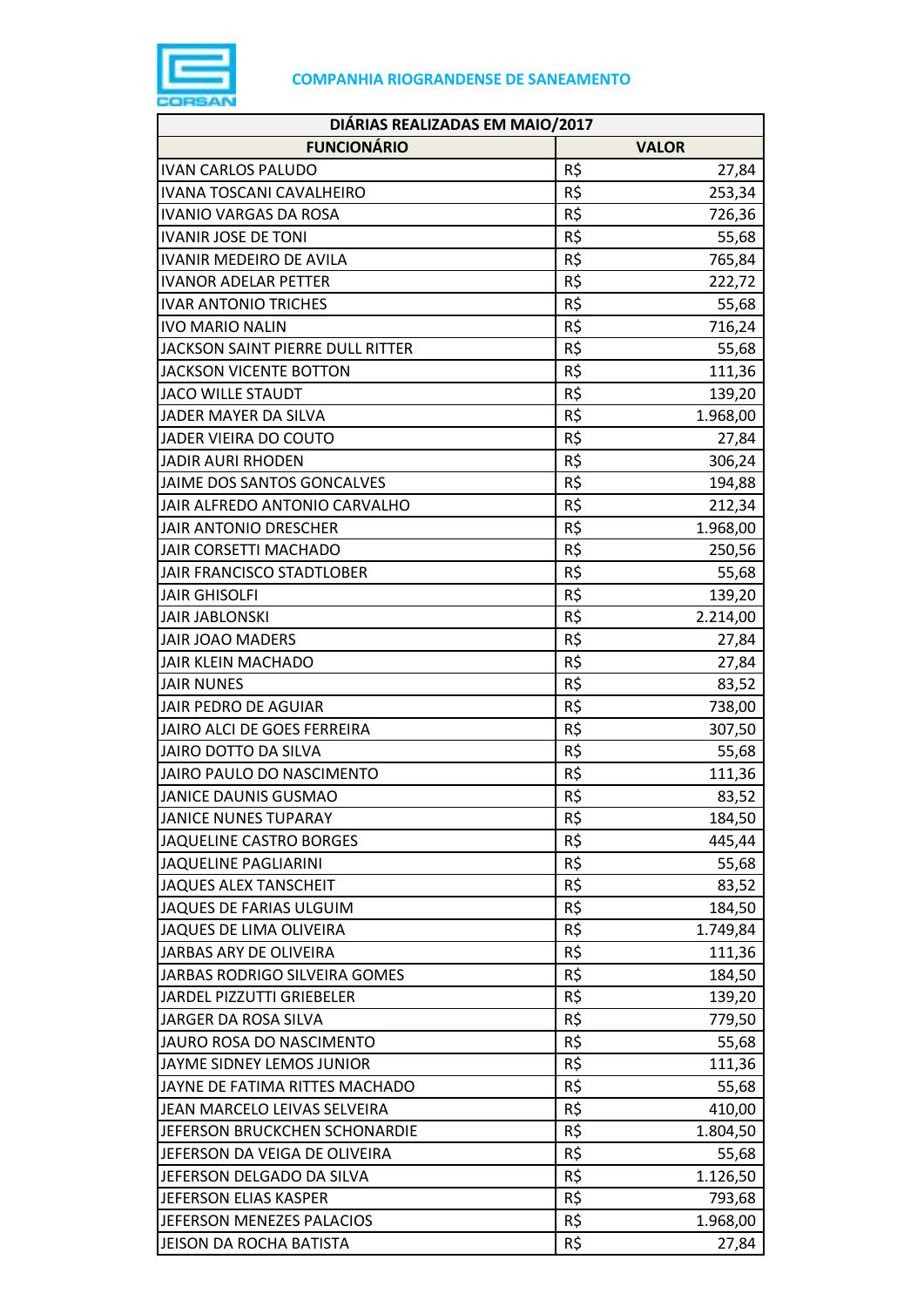**COMPANHIA RIOGRANDENSE DE SANEAMENTO**

| DIÁRIAS REALIZADAS EM MAIO/2017 | | |
|---|---|---|
| **FUNCIONÁRIO** | **VALOR** | |
| IVAN CARLOS PALUDO | R$ | 27,84 |
| IVANA TOSCANI CAVALHEIRO | R$ | 253,34 |
| IVANIO VARGAS DA ROSA | R$ | 726,36 |
| IVANIR JOSE DE TONI | R$ | 55,68 |
| IVANIR MEDEIRO DE AVILA | R$ | 765,84 |
| IVANOR ADELAR PETTER | R$ | 222,72 |
| IVAR ANTONIO TRICHES | R$ | 55,68 |
| IVO MARIO NALIN | R$ | 716,24 |
| JACKSON SAINT PIERRE DULL RITTER | R$ | 55,68 |
| JACKSON VICENTE BOTTON | R$ | 111,36 |
| JACO WILLE STAUDT | R$ | 139,20 |
| JADER MAYER DA SILVA | R$ | 1.968,00 |
| JADER VIEIRA DO COUTO | R$ | 27,84 |
| JADIR AURI RHODEN | R$ | 306,24 |
| JAIME DOS SANTOS GONCALVES | R$ | 194,88 |
| JAIR ALFREDO ANTONIO CARVALHO | R$ | 212,34 |
| JAIR ANTONIO DRESCHER | R$ | 1.968,00 |
| JAIR CORSETTI MACHADO | R$ | 250,56 |
| JAIR FRANCISCO STADTLOBER | R$ | 55,68 |
| JAIR GHISOLFI | R$ | 139,20 |
| JAIR JABLONSKI | R$ | 2.214,00 |
| JAIR JOAO MADERS | R$ | 27,84 |
| JAIR KLEIN MACHADO | R$ | 27,84 |
| JAIR NUNES | R$ | 83,52 |
| JAIR PEDRO DE AGUIAR | R$ | 738,00 |
| JAIRO ALCI DE GOES FERREIRA | R$ | 307,50 |
| JAIRO DOTTO DA SILVA | R$ | 55,68 |
| JAIRO PAULO DO NASCIMENTO | R$ | 111,36 |
| JANICE DAUNIS GUSMAO | R$ | 83,52 |
| JANICE NUNES TUPARAY | R$ | 184,50 |
| JAQUELINE CASTRO BORGES | R$ | 445,44 |
| JAQUELINE PAGLIARINI | R$ | 55,68 |
| JAQUES ALEX TANSCHEIT | R$ | 83,52 |
| JAQUES DE FARIAS ULGUIM | R$ | 184,50 |
| JAQUES DE LIMA OLIVEIRA | R$ | 1.749,84 |
| JARBAS ARY DE OLIVEIRA | R$ | 111,36 |
| JARBAS RODRIGO SILVEIRA GOMES | R$ | 184,50 |
| JARDEL PIZZUTTI GRIEBELER | R$ | 139,20 |
| JARGER DA ROSA SILVA | R$ | 779,50 |
| JAURO ROSA DO NASCIMENTO | R$ | 55,68 |
| JAYME SIDNEY LEMOS JUNIOR | R$ | 111,36 |
| JAYNE DE FATIMA RITTES MACHADO | R$ | 55,68 |
| JEAN MARCELO LEIVAS SELVEIRA | R$ | 410,00 |
| JEFERSON BRUCKCHEN SCHONARDIE | R$ | 1.804,50 |
| JEFERSON DA VEIGA DE OLIVEIRA | R$ | 55,68 |
| JEFERSON DELGADO DA SILVA | R$ | 1.126,50 |
| JEFERSON ELIAS KASPER | R$ | 793,68 |
| JEFERSON MENEZES PALACIOS | R$ | 1.968,00 |
| JEISON DA ROCHA BATISTA | R$ | 27,84 |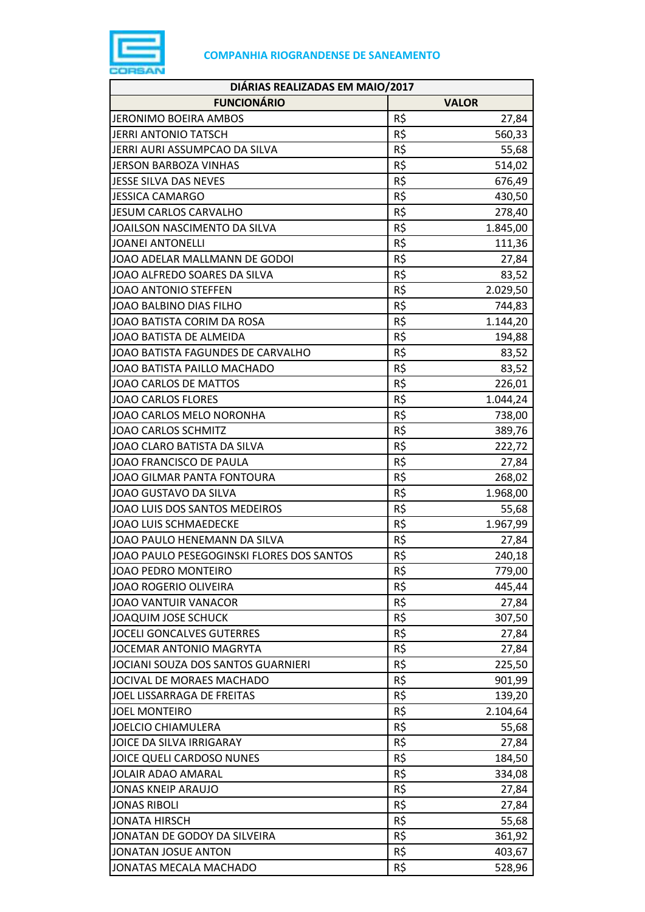COMPANHIA RIOGRANDENSE DE SANEAMENTO

| DIÁRIAS REALIZADAS EM MAIO/2017 | | |
|---|---|---|
| FUNCIONÁRIO | VALOR | |
| JERONIMO BOEIRA AMBOS | R$ | 27,84 |
| JERRI ANTONIO TATSCH | R$ | 560,33 |
| JERRI AURI ASSUMPCAO DA SILVA | R$ | 55,68 |
| JERSON BARBOZA VINHAS | R$ | 514,02 |
| JESSE SILVA DAS NEVES | R$ | 676,49 |
| JESSICA CAMARGO | R$ | 430,50 |
| JESUM CARLOS CARVALHO | R$ | 278,40 |
| JOAILSON NASCIMENTO DA SILVA | R$ | 1.845,00 |
| JOANEI ANTONELLI | R$ | 111,36 |
| JOAO ADELAR MALLMANN DE GODOI | R$ | 27,84 |
| JOAO ALFREDO SOARES DA SILVA | R$ | 83,52 |
| JOAO ANTONIO STEFFEN | R$ | 2.029,50 |
| JOAO BALBINO DIAS FILHO | R$ | 744,83 |
| JOAO BATISTA CORIM DA ROSA | R$ | 1.144,20 |
| JOAO BATISTA DE ALMEIDA | R$ | 194,88 |
| JOAO BATISTA FAGUNDES DE CARVALHO | R$ | 83,52 |
| JOAO BATISTA PAILLO MACHADO | R$ | 83,52 |
| JOAO CARLOS DE MATTOS | R$ | 226,01 |
| JOAO CARLOS FLORES | R$ | 1.044,24 |
| JOAO CARLOS MELO NORONHA | R$ | 738,00 |
| JOAO CARLOS SCHMITZ | R$ | 389,76 |
| JOAO CLARO BATISTA DA SILVA | R$ | 222,72 |
| JOAO FRANCISCO DE PAULA | R$ | 27,84 |
| JOAO GILMAR PANTA FONTOURA | R$ | 268,02 |
| JOAO GUSTAVO DA SILVA | R$ | 1.968,00 |
| JOAO LUIS DOS SANTOS MEDEIROS | R$ | 55,68 |
| JOAO LUIS SCHMAEDECKE | R$ | 1.967,99 |
| JOAO PAULO HENEMANN DA SILVA | R$ | 27,84 |
| JOAO PAULO PESEGOGINSKI FLORES DOS SANTOS | R$ | 240,18 |
| JOAO PEDRO MONTEIRO | R$ | 779,00 |
| JOAO ROGERIO OLIVEIRA | R$ | 445,44 |
| JOAO VANTUIR VANACOR | R$ | 27,84 |
| JOAQUIM JOSE SCHUCK | R$ | 307,50 |
| JOCELI GONCALVES GUTERRES | R$ | 27,84 |
| JOCEMAR ANTONIO MAGRYTA | R$ | 27,84 |
| JOCIANI SOUZA DOS SANTOS GUARNIERI | R$ | 225,50 |
| JOCIVAL DE MORAES MACHADO | R$ | 901,99 |
| JOEL LISSARRAGA DE FREITAS | R$ | 139,20 |
| JOEL MONTEIRO | R$ | 2.104,64 |
| JOELCIO CHIAMULERA | R$ | 55,68 |
| JOICE DA SILVA IRRIGARAY | R$ | 27,84 |
| JOICE QUELI CARDOSO NUNES | R$ | 184,50 |
| JOLAIR ADAO AMARAL | R$ | 334,08 |
| JONAS KNEIP ARAUJO | R$ | 27,84 |
| JONAS RIBOLI | R$ | 27,84 |
| JONATA HIRSCH | R$ | 55,68 |
| JONATAN DE GODOY DA SILVEIRA | R$ | 361,92 |
| JONATAN JOSUE ANTON | R$ | 403,67 |
| JONATAS MECALA MACHADO | R$ | 528,96 |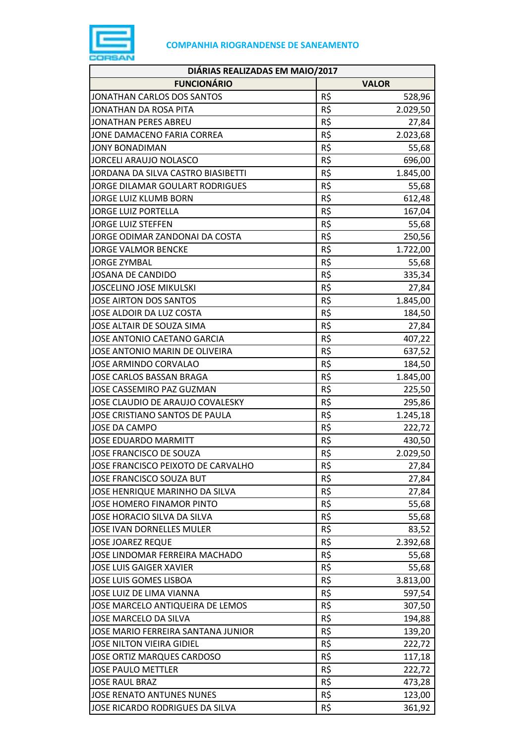**COMPANHIA RIOGRANDENSE DE SANEAMENTO**

| DIÁRIAS REALIZADAS EM MAIO/2017 | | |
|---|---|---|
| **FUNCIONÁRIO** | **VALOR** | |
| JONATHAN CARLOS DOS SANTOS | R$ | 528,96 |
| JONATHAN DA ROSA PITA | R$ | 2.029,50 |
| JONATHAN PERES ABREU | R$ | 27,84 |
| JONE DAMACENO FARIA CORREA | R$ | 2.023,68 |
| JONY BONADIMAN | R$ | 55,68 |
| JORCELI ARAUJO NOLASCO | R$ | 696,00 |
| JORDANA DA SILVA CASTRO BIASIBETTI | R$ | 1.845,00 |
| JORGE DILAMAR GOULART RODRIGUES | R$ | 55,68 |
| JORGE LUIZ KLUMB BORN | R$ | 612,48 |
| JORGE LUIZ PORTELLA | R$ | 167,04 |
| JORGE LUIZ STEFFEN | R$ | 55,68 |
| JORGE ODIMAR ZANDONAI DA COSTA | R$ | 250,56 |
| JORGE VALMOR BENCKE | R$ | 1.722,00 |
| JORGE ZYMBAL | R$ | 55,68 |
| JOSANA DE CANDIDO | R$ | 335,34 |
| JOSCELINO JOSE MIKULSKI | R$ | 27,84 |
| JOSE AIRTON DOS SANTOS | R$ | 1.845,00 |
| JOSE ALDOIR DA LUZ COSTA | R$ | 184,50 |
| JOSE ALTAIR DE SOUZA SIMA | R$ | 27,84 |
| JOSE ANTONIO CAETANO GARCIA | R$ | 407,22 |
| JOSE ANTONIO MARIN DE OLIVEIRA | R$ | 637,52 |
| JOSE ARMINDO CORVALAO | R$ | 184,50 |
| JOSE CARLOS BASSAN BRAGA | R$ | 1.845,00 |
| JOSE CASSEMIRO PAZ GUZMAN | R$ | 225,50 |
| JOSE CLAUDIO DE ARAUJO COVALESKY | R$ | 295,86 |
| JOSE CRISTIANO SANTOS DE PAULA | R$ | 1.245,18 |
| JOSE DA CAMPO | R$ | 222,72 |
| JOSE EDUARDO MARMITT | R$ | 430,50 |
| JOSE FRANCISCO DE SOUZA | R$ | 2.029,50 |
| JOSE FRANCISCO PEIXOTO DE CARVALHO | R$ | 27,84 |
| JOSE FRANCISCO SOUZA BUT | R$ | 27,84 |
| JOSE HENRIQUE MARINHO DA SILVA | R$ | 27,84 |
| JOSE HOMERO FINAMOR PINTO | R$ | 55,68 |
| JOSE HORACIO SILVA DA SILVA | R$ | 55,68 |
| JOSE IVAN DORNELLES MULER | R$ | 83,52 |
| JOSE JOAREZ REQUE | R$ | 2.392,68 |
| JOSE LINDOMAR FERREIRA MACHADO | R$ | 55,68 |
| JOSE LUIS GAIGER XAVIER | R$ | 55,68 |
| JOSE LUIS GOMES LISBOA | R$ | 3.813,00 |
| JOSE LUIZ DE LIMA VIANNA | R$ | 597,54 |
| JOSE MARCELO ANTIQUEIRA DE LEMOS | R$ | 307,50 |
| JOSE MARCELO DA SILVA | R$ | 194,88 |
| JOSE MARIO FERREIRA SANTANA JUNIOR | R$ | 139,20 |
| JOSE NILTON VIEIRA GIDIEL | R$ | 222,72 |
| JOSE ORTIZ MARQUES CARDOSO | R$ | 117,18 |
| JOSE PAULO METTLER | R$ | 222,72 |
| JOSE RAUL BRAZ | R$ | 473,28 |
| JOSE RENATO ANTUNES NUNES | R$ | 123,00 |
| JOSE RICARDO RODRIGUES DA SILVA | R$ | 361,92 |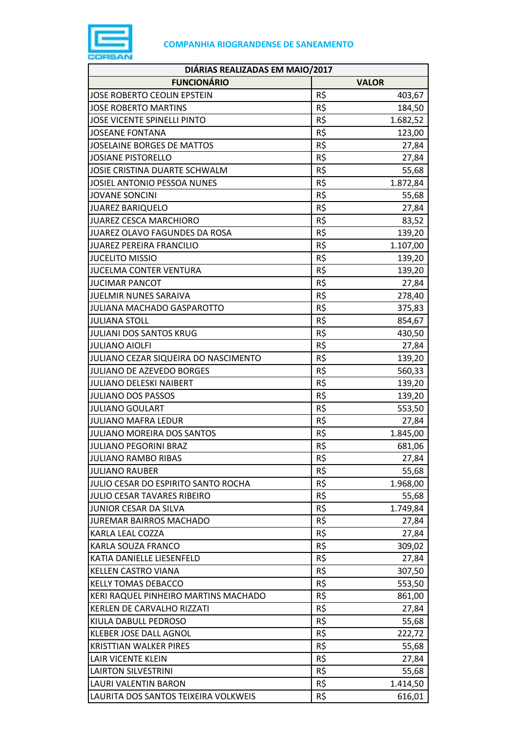COMPANHIA RIOGRANDENSE DE SANEAMENTO

| DIÁRIAS REALIZADAS EM MAIO/2017 | | |
|---|---|---|
| FUNCIONÁRIO | VALOR | |
| JOSE ROBERTO CEOLIN EPSTEIN | R$ | 403,67 |
| JOSE ROBERTO MARTINS | R$ | 184,50 |
| JOSE VICENTE SPINELLI PINTO | R$ | 1.682,52 |
| JOSEANE FONTANA | R$ | 123,00 |
| JOSELAINE BORGES DE MATTOS | R$ | 27,84 |
| JOSIANE PISTORELLO | R$ | 27,84 |
| JOSIE CRISTINA DUARTE SCHWALM | R$ | 55,68 |
| JOSIEL ANTONIO PESSOA NUNES | R$ | 1.872,84 |
| JOVANE SONCINI | R$ | 55,68 |
| JUAREZ BARIQUELO | R$ | 27,84 |
| JUAREZ CESCA MARCHIORO | R$ | 83,52 |
| JUAREZ OLAVO FAGUNDES DA ROSA | R$ | 139,20 |
| JUAREZ PEREIRA FRANCILIO | R$ | 1.107,00 |
| JUCELITO MISSIO | R$ | 139,20 |
| JUCELMA CONTER VENTURA | R$ | 139,20 |
| JUCIMAR PANCOT | R$ | 27,84 |
| JUELMIR NUNES SARAIVA | R$ | 278,40 |
| JULIANA MACHADO GASPAROTTO | R$ | 375,83 |
| JULIANA STOLL | R$ | 854,67 |
| JULIANI DOS SANTOS KRUG | R$ | 430,50 |
| JULIANO AIOLFI | R$ | 27,84 |
| JULIANO CEZAR SIQUEIRA DO NASCIMENTO | R$ | 139,20 |
| JULIANO DE AZEVEDO BORGES | R$ | 560,33 |
| JULIANO DELESKI NAIBERT | R$ | 139,20 |
| JULIANO DOS PASSOS | R$ | 139,20 |
| JULIANO GOULART | R$ | 553,50 |
| JULIANO MAFRA LEDUR | R$ | 27,84 |
| JULIANO MOREIRA DOS SANTOS | R$ | 1.845,00 |
| JULIANO PEGORINI BRAZ | R$ | 681,06 |
| JULIANO RAMBO RIBAS | R$ | 27,84 |
| JULIANO RAUBER | R$ | 55,68 |
| JULIO CESAR DO ESPIRITO SANTO ROCHA | R$ | 1.968,00 |
| JULIO CESAR TAVARES RIBEIRO | R$ | 55,68 |
| JUNIOR CESAR DA SILVA | R$ | 1.749,84 |
| JUREMAR BAIRROS MACHADO | R$ | 27,84 |
| KARLA LEAL COZZA | R$ | 27,84 |
| KARLA SOUZA FRANCO | R$ | 309,02 |
| KATIA DANIELLE LIESENFELD | R$ | 27,84 |
| KELLEN CASTRO VIANA | R$ | 307,50 |
| KELLY TOMAS DEBACCO | R$ | 553,50 |
| KERI RAQUEL PINHEIRO MARTINS MACHADO | R$ | 861,00 |
| KERLEN DE CARVALHO RIZZATI | R$ | 27,84 |
| KIULA DABULL PEDROSO | R$ | 55,68 |
| KLEBER JOSE DALL AGNOL | R$ | 222,72 |
| KRISTTIAN WALKER PIRES | R$ | 55,68 |
| LAIR VICENTE KLEIN | R$ | 27,84 |
| LAIRTON SILVESTRINI | R$ | 55,68 |
| LAURI VALENTIN BARON | R$ | 1.414,50 |
| LAURITA DOS SANTOS TEIXEIRA VOLKWEIS | R$ | 616,01 |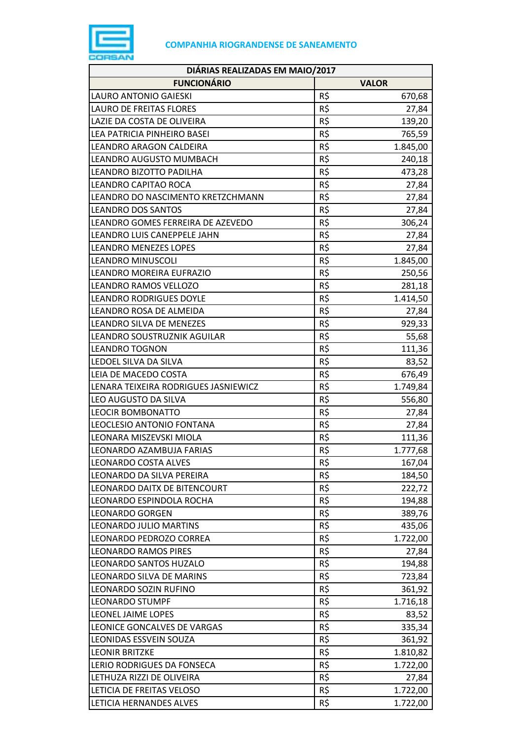**COMPANHIA RIOGRANDENSE DE SANEAMENTO**

| DIÁRIAS REALIZADAS EM MAIO/2017 | | |
|---|---|---|
| **FUNCIONÁRIO** | **VALOR** | |
| LAURO ANTONIO GAIESKI | R$ | 670,68 |
| LAURO DE FREITAS FLORES | R$ | 27,84 |
| LAZIE DA COSTA DE OLIVEIRA | R$ | 139,20 |
| LEA PATRICIA PINHEIRO BASEI | R$ | 765,59 |
| LEANDRO ARAGON CALDEIRA | R$ | 1.845,00 |
| LEANDRO AUGUSTO MUMBACH | R$ | 240,18 |
| LEANDRO BIZOTTO PADILHA | R$ | 473,28 |
| LEANDRO CAPITAO ROCA | R$ | 27,84 |
| LEANDRO DO NASCIMENTO KRETZCHMANN | R$ | 27,84 |
| LEANDRO DOS SANTOS | R$ | 27,84 |
| LEANDRO GOMES FERREIRA DE AZEVEDO | R$ | 306,24 |
| LEANDRO LUIS CANEPPELE JAHN | R$ | 27,84 |
| LEANDRO MENEZES LOPES | R$ | 27,84 |
| LEANDRO MINUSCOLI | R$ | 1.845,00 |
| LEANDRO MOREIRA EUFRAZIO | R$ | 250,56 |
| LEANDRO RAMOS VELLOZO | R$ | 281,18 |
| LEANDRO RODRIGUES DOYLE | R$ | 1.414,50 |
| LEANDRO ROSA DE ALMEIDA | R$ | 27,84 |
| LEANDRO SILVA DE MENEZES | R$ | 929,33 |
| LEANDRO SOUSTRUZNIK AGUILAR | R$ | 55,68 |
| LEANDRO TOGNON | R$ | 111,36 |
| LEDOEL SILVA DA SILVA | R$ | 83,52 |
| LEIA DE MACEDO COSTA | R$ | 676,49 |
| LENARA TEIXEIRA RODRIGUES JASNIEWICZ | R$ | 1.749,84 |
| LEO AUGUSTO DA SILVA | R$ | 556,80 |
| LEOCIR BOMBONATTO | R$ | 27,84 |
| LEOCLESIO ANTONIO FONTANA | R$ | 27,84 |
| LEONARA MISZEVSKI MIOLA | R$ | 111,36 |
| LEONARDO AZAMBUJA FARIAS | R$ | 1.777,68 |
| LEONARDO COSTA ALVES | R$ | 167,04 |
| LEONARDO DA SILVA PEREIRA | R$ | 184,50 |
| LEONARDO DAITX DE BITENCOURT | R$ | 222,72 |
| LEONARDO ESPINDOLA ROCHA | R$ | 194,88 |
| LEONARDO GORGEN | R$ | 389,76 |
| LEONARDO JULIO MARTINS | R$ | 435,06 |
| LEONARDO PEDROZO CORREA | R$ | 1.722,00 |
| LEONARDO RAMOS PIRES | R$ | 27,84 |
| LEONARDO SANTOS HUZALO | R$ | 194,88 |
| LEONARDO SILVA DE MARINS | R$ | 723,84 |
| LEONARDO SOZIN RUFINO | R$ | 361,92 |
| LEONARDO STUMPF | R$ | 1.716,18 |
| LEONEL JAIME LOPES | R$ | 83,52 |
| LEONICE GONCALVES DE VARGAS | R$ | 335,34 |
| LEONIDAS ESSVEIN SOUZA | R$ | 361,92 |
| LEONIR BRITZKE | R$ | 1.810,82 |
| LERIO RODRIGUES DA FONSECA | R$ | 1.722,00 |
| LETHUZA RIZZI DE OLIVEIRA | R$ | 27,84 |
| LETICIA DE FREITAS VELOSO | R$ | 1.722,00 |
| LETICIA HERNANDES ALVES | R$ | 1.722,00 |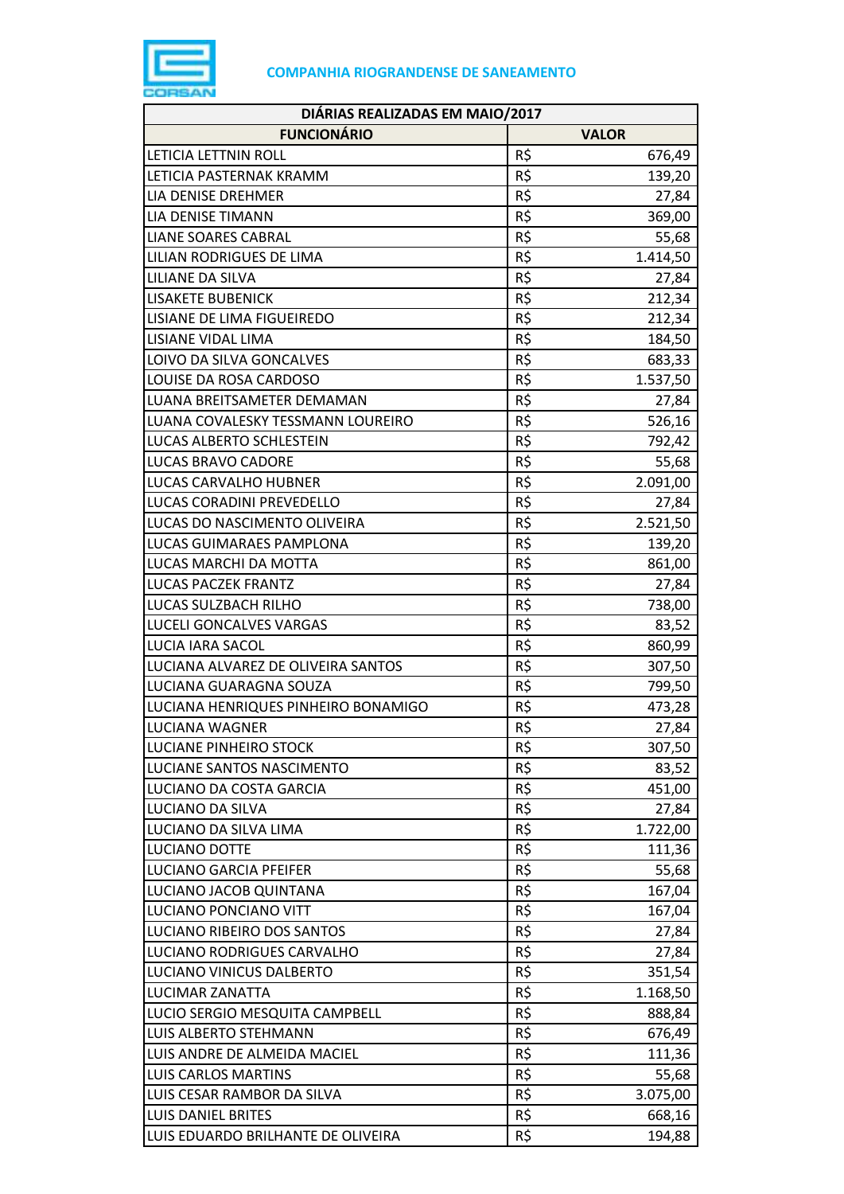**COMPANHIA RIOGRANDENSE DE SANEAMENTO**

| DIÁRIAS REALIZADAS EM MAIO/2017 | | |
|---|---|---|
| **FUNCIONÁRIO** | **VALOR** | |
| LETICIA LETTNIN ROLL | R$ | 676,49 |
| LETICIA PASTERNAK KRAMM | R$ | 139,20 |
| LIA DENISE DREHMER | R$ | 27,84 |
| LIA DENISE TIMANN | R$ | 369,00 |
| LIANE SOARES CABRAL | R$ | 55,68 |
| LILIAN RODRIGUES DE LIMA | R$ | 1.414,50 |
| LILIANE DA SILVA | R$ | 27,84 |
| LISAKETE BUBENICK | R$ | 212,34 |
| LISIANE DE LIMA FIGUEIREDO | R$ | 212,34 |
| LISIANE VIDAL LIMA | R$ | 184,50 |
| LOIVO DA SILVA GONCALVES | R$ | 683,33 |
| LOUISE DA ROSA CARDOSO | R$ | 1.537,50 |
| LUANA BREITSAMETER DEMAMAN | R$ | 27,84 |
| LUANA COVALESKY TESSMANN LOUREIRO | R$ | 526,16 |
| LUCAS ALBERTO SCHLESTEIN | R$ | 792,42 |
| LUCAS BRAVO CADORE | R$ | 55,68 |
| LUCAS CARVALHO HUBNER | R$ | 2.091,00 |
| LUCAS CORADINI PREVEDELLO | R$ | 27,84 |
| LUCAS DO NASCIMENTO OLIVEIRA | R$ | 2.521,50 |
| LUCAS GUIMARAES PAMPLONA | R$ | 139,20 |
| LUCAS MARCHI DA MOTTA | R$ | 861,00 |
| LUCAS PACZEK FRANTZ | R$ | 27,84 |
| LUCAS SULZBACH RILHO | R$ | 738,00 |
| LUCELI GONCALVES VARGAS | R$ | 83,52 |
| LUCIA IARA SACOL | R$ | 860,99 |
| LUCIANA ALVAREZ DE OLIVEIRA SANTOS | R$ | 307,50 |
| LUCIANA GUARAGNA SOUZA | R$ | 799,50 |
| LUCIANA HENRIQUES PINHEIRO BONAMIGO | R$ | 473,28 |
| LUCIANA WAGNER | R$ | 27,84 |
| LUCIANE PINHEIRO STOCK | R$ | 307,50 |
| LUCIANE SANTOS NASCIMENTO | R$ | 83,52 |
| LUCIANO DA COSTA GARCIA | R$ | 451,00 |
| LUCIANO DA SILVA | R$ | 27,84 |
| LUCIANO DA SILVA LIMA | R$ | 1.722,00 |
| LUCIANO DOTTE | R$ | 111,36 |
| LUCIANO GARCIA PFEIFER | R$ | 55,68 |
| LUCIANO JACOB QUINTANA | R$ | 167,04 |
| LUCIANO PONCIANO VITT | R$ | 167,04 |
| LUCIANO RIBEIRO DOS SANTOS | R$ | 27,84 |
| LUCIANO RODRIGUES CARVALHO | R$ | 27,84 |
| LUCIANO VINICUS DALBERTO | R$ | 351,54 |
| LUCIMAR ZANATTA | R$ | 1.168,50 |
| LUCIO SERGIO MESQUITA CAMPBELL | R$ | 888,84 |
| LUIS ALBERTO STEHMANN | R$ | 676,49 |
| LUIS ANDRE DE ALMEIDA MACIEL | R$ | 111,36 |
| LUIS CARLOS MARTINS | R$ | 55,68 |
| LUIS CESAR RAMBOR DA SILVA | R$ | 3.075,00 |
| LUIS DANIEL BRITES | R$ | 668,16 |
| LUIS EDUARDO BRILHANTE DE OLIVEIRA | R$ | 194,88 |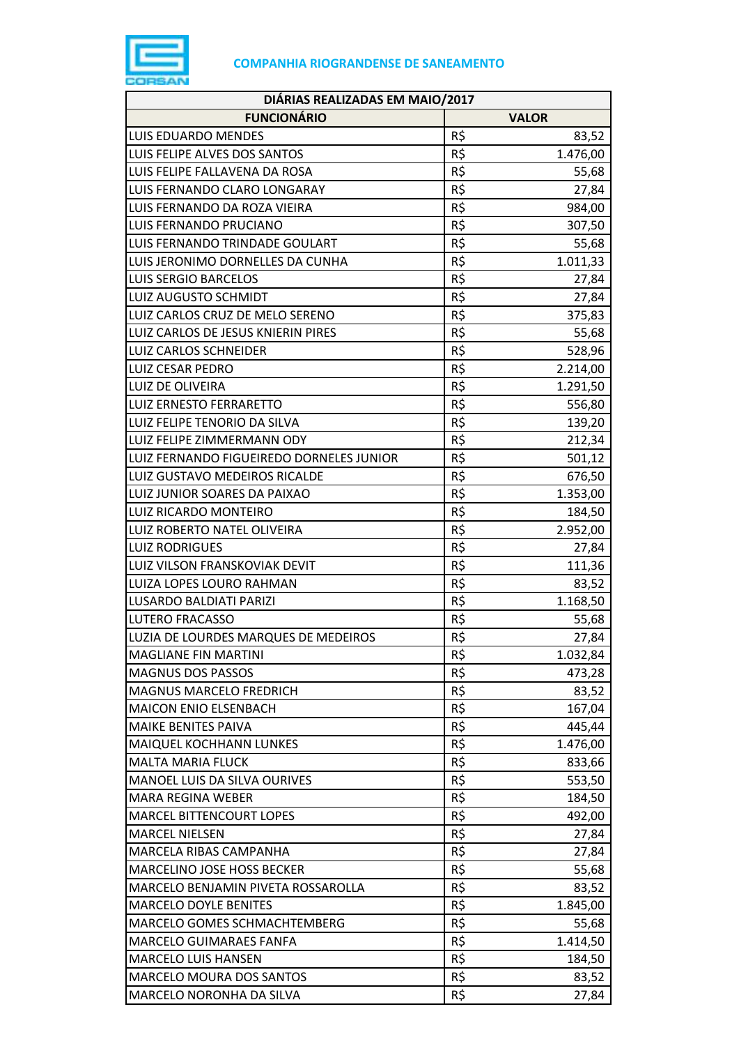COMPANHIA RIOGRANDENSE DE SANEAMENTO

| DIÁRIAS REALIZADAS EM MAIO/2017 | | |
|---|---|---|
| FUNCIONÁRIO | VALOR | |
| LUIS EDUARDO MENDES | R$ | 83,52 |
| LUIS FELIPE ALVES DOS SANTOS | R$ | 1.476,00 |
| LUIS FELIPE FALLAVENA DA ROSA | R$ | 55,68 |
| LUIS FERNANDO CLARO LONGARAY | R$ | 27,84 |
| LUIS FERNANDO DA ROZA VIEIRA | R$ | 984,00 |
| LUIS FERNANDO PRUCIANO | R$ | 307,50 |
| LUIS FERNANDO TRINDADE GOULART | R$ | 55,68 |
| LUIS JERONIMO DORNELLES DA CUNHA | R$ | 1.011,33 |
| LUIS SERGIO BARCELOS | R$ | 27,84 |
| LUIZ AUGUSTO SCHMIDT | R$ | 27,84 |
| LUIZ CARLOS CRUZ DE MELO SERENO | R$ | 375,83 |
| LUIZ CARLOS DE JESUS KNIERIN PIRES | R$ | 55,68 |
| LUIZ CARLOS SCHNEIDER | R$ | 528,96 |
| LUIZ CESAR PEDRO | R$ | 2.214,00 |
| LUIZ DE OLIVEIRA | R$ | 1.291,50 |
| LUIZ ERNESTO FERRARETTO | R$ | 556,80 |
| LUIZ FELIPE TENORIO DA SILVA | R$ | 139,20 |
| LUIZ FELIPE ZIMMERMANN ODY | R$ | 212,34 |
| LUIZ FERNANDO FIGUEIREDO DORNELES JUNIOR | R$ | 501,12 |
| LUIZ GUSTAVO MEDEIROS RICALDE | R$ | 676,50 |
| LUIZ JUNIOR SOARES DA PAIXAO | R$ | 1.353,00 |
| LUIZ RICARDO MONTEIRO | R$ | 184,50 |
| LUIZ ROBERTO NATEL OLIVEIRA | R$ | 2.952,00 |
| LUIZ RODRIGUES | R$ | 27,84 |
| LUIZ VILSON FRANSKOVIAK DEVIT | R$ | 111,36 |
| LUIZA LOPES LOURO RAHMAN | R$ | 83,52 |
| LUSARDO BALDIATI PARIZI | R$ | 1.168,50 |
| LUTERO FRACASSO | R$ | 55,68 |
| LUZIA DE LOURDES MARQUES DE MEDEIROS | R$ | 27,84 |
| MAGLIANE FIN MARTINI | R$ | 1.032,84 |
| MAGNUS DOS PASSOS | R$ | 473,28 |
| MAGNUS MARCELO FREDRICH | R$ | 83,52 |
| MAICON ENIO ELSENBACH | R$ | 167,04 |
| MAIKE BENITES PAIVA | R$ | 445,44 |
| MAIQUEL KOCHHANN LUNKES | R$ | 1.476,00 |
| MALTA MARIA FLUCK | R$ | 833,66 |
| MANOEL LUIS DA SILVA OURIVES | R$ | 553,50 |
| MARA REGINA WEBER | R$ | 184,50 |
| MARCEL BITTENCOURT LOPES | R$ | 492,00 |
| MARCEL NIELSEN | R$ | 27,84 |
| MARCELA RIBAS CAMPANHA | R$ | 27,84 |
| MARCELINO JOSE HOSS BECKER | R$ | 55,68 |
| MARCELO BENJAMIN PIVETA ROSSAROLLA | R$ | 83,52 |
| MARCELO DOYLE BENITES | R$ | 1.845,00 |
| MARCELO GOMES SCHMACHTEMBERG | R$ | 55,68 |
| MARCELO GUIMARAES FANFA | R$ | 1.414,50 |
| MARCELO LUIS HANSEN | R$ | 184,50 |
| MARCELO MOURA DOS SANTOS | R$ | 83,52 |
| MARCELO NORONHA DA SILVA | R$ | 27,84 |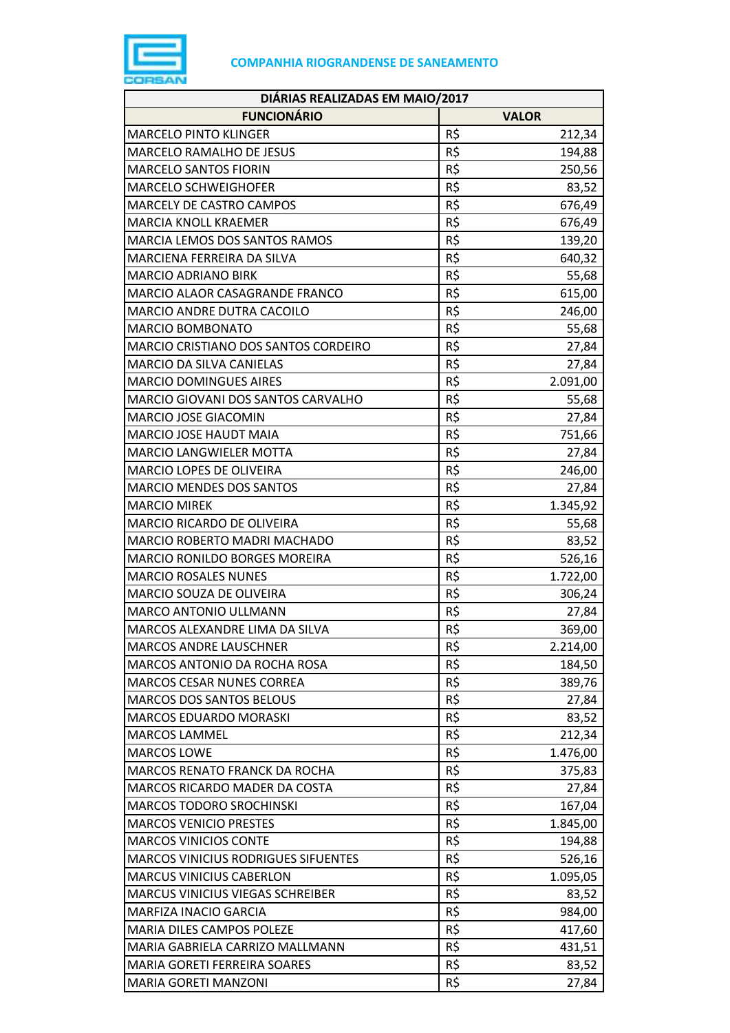**COMPANHIA RIOGRANDENSE DE SANEAMENTO**

| DIÁRIAS REALIZADAS EM MAIO/2017 | |
|---|---|
| **FUNCIONÁRIO** | **VALOR** |
| MARCELO PINTO KLINGER | R$ 212,34 |
| MARCELO RAMALHO DE JESUS | R$ 194,88 |
| MARCELO SANTOS FIORIN | R$ 250,56 |
| MARCELO SCHWEIGHOFER | R$ 83,52 |
| MARCELY DE CASTRO CAMPOS | R$ 676,49 |
| MARCIA KNOLL KRAEMER | R$ 676,49 |
| MARCIA LEMOS DOS SANTOS RAMOS | R$ 139,20 |
| MARCIENA FERREIRA DA SILVA | R$ 640,32 |
| MARCIO ADRIANO BIRK | R$ 55,68 |
| MARCIO ALAOR CASAGRANDE FRANCO | R$ 615,00 |
| MARCIO ANDRE DUTRA CACOILO | R$ 246,00 |
| MARCIO BOMBONATO | R$ 55,68 |
| MARCIO CRISTIANO DOS SANTOS CORDEIRO | R$ 27,84 |
| MARCIO DA SILVA CANIELAS | R$ 27,84 |
| MARCIO DOMINGUES AIRES | R$ 2.091,00 |
| MARCIO GIOVANI DOS SANTOS CARVALHO | R$ 55,68 |
| MARCIO JOSE GIACOMIN | R$ 27,84 |
| MARCIO JOSE HAUDT MAIA | R$ 751,66 |
| MARCIO LANGWIELER MOTTA | R$ 27,84 |
| MARCIO LOPES DE OLIVEIRA | R$ 246,00 |
| MARCIO MENDES DOS SANTOS | R$ 27,84 |
| MARCIO MIREK | R$ 1.345,92 |
| MARCIO RICARDO DE OLIVEIRA | R$ 55,68 |
| MARCIO ROBERTO MADRI MACHADO | R$ 83,52 |
| MARCIO RONILDO BORGES MOREIRA | R$ 526,16 |
| MARCIO ROSALES NUNES | R$ 1.722,00 |
| MARCIO SOUZA DE OLIVEIRA | R$ 306,24 |
| MARCO ANTONIO ULLMANN | R$ 27,84 |
| MARCOS ALEXANDRE LIMA DA SILVA | R$ 369,00 |
| MARCOS ANDRE LAUSCHNER | R$ 2.214,00 |
| MARCOS ANTONIO DA ROCHA ROSA | R$ 184,50 |
| MARCOS CESAR NUNES CORREA | R$ 389,76 |
| MARCOS DOS SANTOS BELOUS | R$ 27,84 |
| MARCOS EDUARDO MORASKI | R$ 83,52 |
| MARCOS LAMMEL | R$ 212,34 |
| MARCOS LOWE | R$ 1.476,00 |
| MARCOS RENATO FRANCK DA ROCHA | R$ 375,83 |
| MARCOS RICARDO MADER DA COSTA | R$ 27,84 |
| MARCOS TODORO SROCHINSKI | R$ 167,04 |
| MARCOS VENICIO PRESTES | R$ 1.845,00 |
| MARCOS VINICIOS CONTE | R$ 194,88 |
| MARCOS VINICIUS RODRIGUES SIFUENTES | R$ 526,16 |
| MARCUS VINICIUS CABERLON | R$ 1.095,05 |
| MARCUS VINICIUS VIEGAS SCHREIBER | R$ 83,52 |
| MARFIZA INACIO GARCIA | R$ 984,00 |
| MARIA DILES CAMPOS POLEZE | R$ 417,60 |
| MARIA GABRIELA CARRIZO MALLMANN | R$ 431,51 |
| MARIA GORETI FERREIRA SOARES | R$ 83,52 |
| MARIA GORETI MANZONI | R$ 27,84 |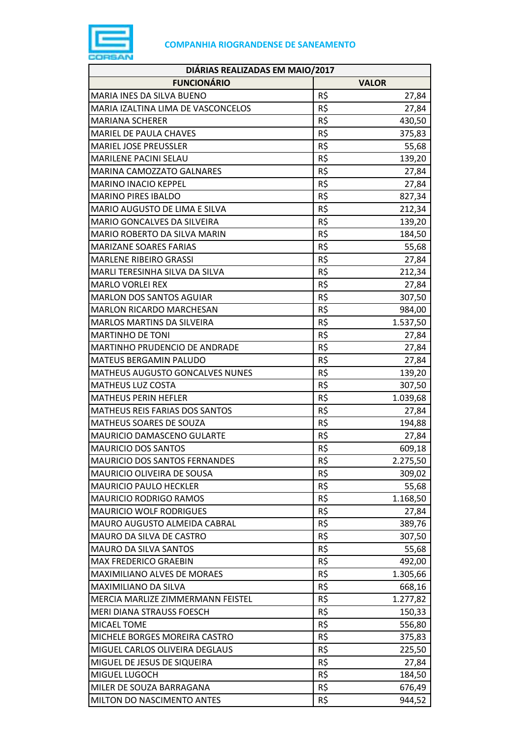**COMPANHIA RIOGRANDENSE DE SANEAMENTO**

| DIÁRIAS REALIZADAS EM MAIO/2017 | | |
|---|---|---|
| **FUNCIONÁRIO** | **VALOR** | |
| MARIA INES DA SILVA BUENO | R$ | 27,84 |
| MARIA IZALTINA LIMA DE VASCONCELOS | R$ | 27,84 |
| MARIANA SCHERER | R$ | 430,50 |
| MARIEL DE PAULA CHAVES | R$ | 375,83 |
| MARIEL JOSE PREUSSLER | R$ | 55,68 |
| MARILENE PACINI SELAU | R$ | 139,20 |
| MARINA CAMOZZATO GALNARES | R$ | 27,84 |
| MARINO INACIO KEPPEL | R$ | 27,84 |
| MARINO PIRES IBALDO | R$ | 827,34 |
| MARIO AUGUSTO DE LIMA E SILVA | R$ | 212,34 |
| MARIO GONCALVES DA SILVEIRA | R$ | 139,20 |
| MARIO ROBERTO DA SILVA MARIN | R$ | 184,50 |
| MARIZANE SOARES FARIAS | R$ | 55,68 |
| MARLENE RIBEIRO GRASSI | R$ | 27,84 |
| MARLI TERESINHA SILVA DA SILVA | R$ | 212,34 |
| MARLO VORLEI REX | R$ | 27,84 |
| MARLON DOS SANTOS AGUIAR | R$ | 307,50 |
| MARLON RICARDO MARCHESAN | R$ | 984,00 |
| MARLOS MARTINS DA SILVEIRA | R$ | 1.537,50 |
| MARTINHO DE TONI | R$ | 27,84 |
| MARTINHO PRUDENCIO DE ANDRADE | R$ | 27,84 |
| MATEUS BERGAMIN PALUDO | R$ | 27,84 |
| MATHEUS AUGUSTO GONCALVES NUNES | R$ | 139,20 |
| MATHEUS LUZ COSTA | R$ | 307,50 |
| MATHEUS PERIN HEFLER | R$ | 1.039,68 |
| MATHEUS REIS FARIAS DOS SANTOS | R$ | 27,84 |
| MATHEUS SOARES DE SOUZA | R$ | 194,88 |
| MAURICIO DAMASCENO GULARTE | R$ | 27,84 |
| MAURICIO DOS SANTOS | R$ | 609,18 |
| MAURICIO DOS SANTOS FERNANDES | R$ | 2.275,50 |
| MAURICIO OLIVEIRA DE SOUSA | R$ | 309,02 |
| MAURICIO PAULO HECKLER | R$ | 55,68 |
| MAURICIO RODRIGO RAMOS | R$ | 1.168,50 |
| MAURICIO WOLF RODRIGUES | R$ | 27,84 |
| MAURO AUGUSTO ALMEIDA CABRAL | R$ | 389,76 |
| MAURO DA SILVA DE CASTRO | R$ | 307,50 |
| MAURO DA SILVA SANTOS | R$ | 55,68 |
| MAX FREDERICO GRAEBIN | R$ | 492,00 |
| MAXIMILIANO ALVES DE MORAES | R$ | 1.305,66 |
| MAXIMILIANO DA SILVA | R$ | 668,16 |
| MERCIA MARLIZE ZIMMERMANN FEISTEL | R$ | 1.277,82 |
| MERI DIANA STRAUSS FOESCH | R$ | 150,33 |
| MICAEL TOME | R$ | 556,80 |
| MICHELE BORGES MOREIRA CASTRO | R$ | 375,83 |
| MIGUEL CARLOS OLIVEIRA DEGLAUS | R$ | 225,50 |
| MIGUEL DE JESUS DE SIQUEIRA | R$ | 27,84 |
| MIGUEL LUGOCH | R$ | 184,50 |
| MILER DE SOUZA BARRAGANA | R$ | 676,49 |
| MILTON DO NASCIMENTO ANTES | R$ | 944,52 |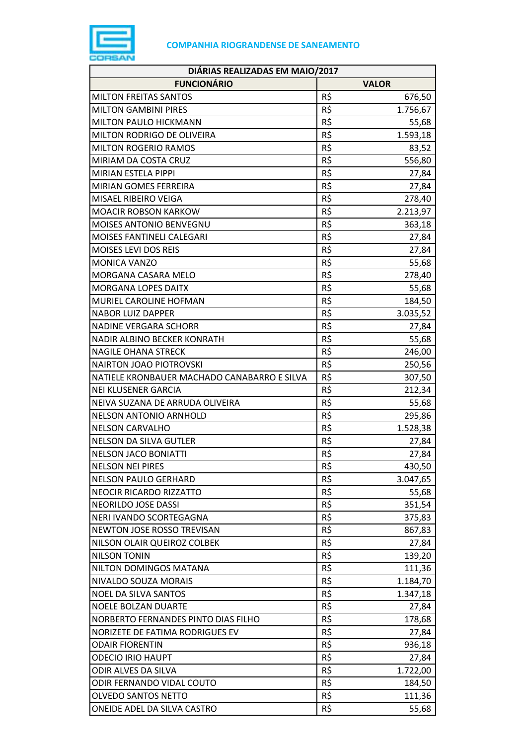COMPANHIA RIOGRANDENSE DE SANEAMENTO

| DIÁRIAS REALIZADAS EM MAIO/2017 | | |
|---|---|---|
| **FUNCIONÁRIO** | **VALOR** | |
| MILTON FREITAS SANTOS | R$ | 676,50 |
| MILTON GAMBINI PIRES | R$ | 1.756,67 |
| MILTON PAULO HICKMANN | R$ | 55,68 |
| MILTON RODRIGO DE OLIVEIRA | R$ | 1.593,18 |
| MILTON ROGERIO RAMOS | R$ | 83,52 |
| MIRIAM DA COSTA CRUZ | R$ | 556,80 |
| MIRIAN ESTELA PIPPI | R$ | 27,84 |
| MIRIAN GOMES FERREIRA | R$ | 27,84 |
| MISAEL RIBEIRO VEIGA | R$ | 278,40 |
| MOACIR ROBSON KARKOW | R$ | 2.213,97 |
| MOISES ANTONIO BENVEGNU | R$ | 363,18 |
| MOISES FANTINELI CALEGARI | R$ | 27,84 |
| MOISES LEVI DOS REIS | R$ | 27,84 |
| MONICA VANZO | R$ | 55,68 |
| MORGANA CASARA MELO | R$ | 278,40 |
| MORGANA LOPES DAITX | R$ | 55,68 |
| MURIEL CAROLINE HOFMAN | R$ | 184,50 |
| NABOR LUIZ DAPPER | R$ | 3.035,52 |
| NADINE VERGARA SCHORR | R$ | 27,84 |
| NADIR ALBINO BECKER KONRATH | R$ | 55,68 |
| NAGILE OHANA STRECK | R$ | 246,00 |
| NAIRTON JOAO PIOTROVSKI | R$ | 250,56 |
| NATIELE KRONBAUER MACHADO CANABARRO E SILVA | R$ | 307,50 |
| NEI KLUSENER GARCIA | R$ | 212,34 |
| NEIVA SUZANA DE ARRUDA OLIVEIRA | R$ | 55,68 |
| NELSON ANTONIO ARNHOLD | R$ | 295,86 |
| NELSON CARVALHO | R$ | 1.528,38 |
| NELSON DA SILVA GUTLER | R$ | 27,84 |
| NELSON JACO BONIATTI | R$ | 27,84 |
| NELSON NEI PIRES | R$ | 430,50 |
| NELSON PAULO GERHARD | R$ | 3.047,65 |
| NEOCIR RICARDO RIZZATTO | R$ | 55,68 |
| NEORILDO JOSE DASSI | R$ | 351,54 |
| NERI IVANDO SCORTEGAGNA | R$ | 375,83 |
| NEWTON JOSE ROSSO TREVISAN | R$ | 867,83 |
| NILSON OLAIR QUEIROZ COLBEK | R$ | 27,84 |
| NILSON TONIN | R$ | 139,20 |
| NILTON DOMINGOS MATANA | R$ | 111,36 |
| NIVALDO SOUZA MORAIS | R$ | 1.184,70 |
| NOEL DA SILVA SANTOS | R$ | 1.347,18 |
| NOELE BOLZAN DUARTE | R$ | 27,84 |
| NORBERTO FERNANDES PINTO DIAS FILHO | R$ | 178,68 |
| NORIZETE DE FATIMA RODRIGUES EV | R$ | 27,84 |
| ODAIR FIORENTIN | R$ | 936,18 |
| ODECIO IRIO HAUPT | R$ | 27,84 |
| ODIR ALVES DA SILVA | R$ | 1.722,00 |
| ODIR FERNANDO VIDAL COUTO | R$ | 184,50 |
| OLVEDO SANTOS NETTO | R$ | 111,36 |
| ONEIDE ADEL DA SILVA CASTRO | R$ | 55,68 |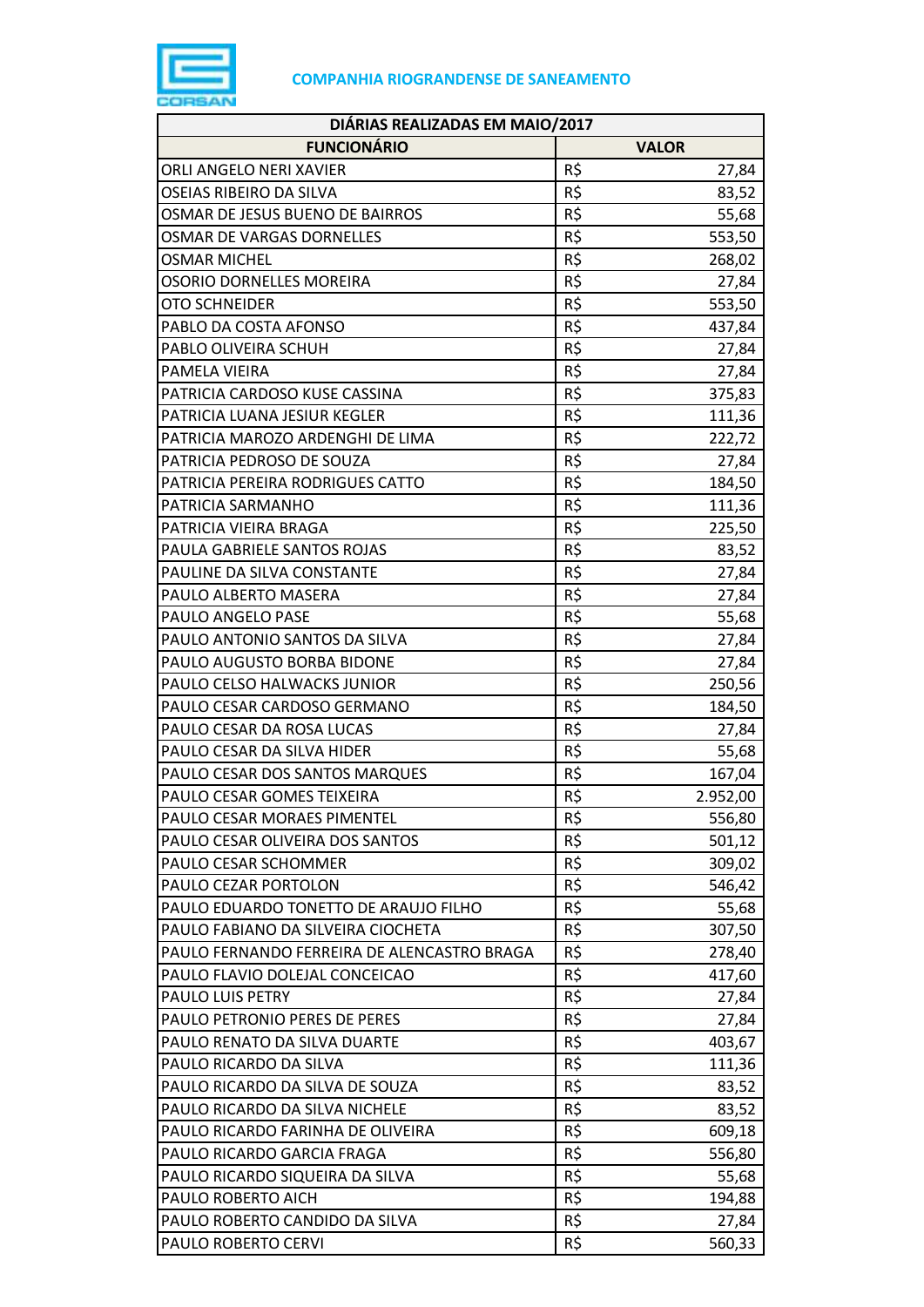**COMPANHIA RIOGRANDENSE DE SANEAMENTO**

| DIÁRIAS REALIZADAS EM MAIO/2017 | | |
|---|---|---|
| **FUNCIONÁRIO** | **VALOR** | |
| ORLI ANGELO NERI XAVIER | R$ | 27,84 |
| OSEIAS RIBEIRO DA SILVA | R$ | 83,52 |
| OSMAR DE JESUS BUENO DE BAIRROS | R$ | 55,68 |
| OSMAR DE VARGAS DORNELLES | R$ | 553,50 |
| OSMAR MICHEL | R$ | 268,02 |
| OSORIO DORNELLES MOREIRA | R$ | 27,84 |
| OTO SCHNEIDER | R$ | 553,50 |
| PABLO DA COSTA AFONSO | R$ | 437,84 |
| PABLO OLIVEIRA SCHUH | R$ | 27,84 |
| PAMELA VIEIRA | R$ | 27,84 |
| PATRICIA CARDOSO KUSE CASSINA | R$ | 375,83 |
| PATRICIA LUANA JESIUR KEGLER | R$ | 111,36 |
| PATRICIA MAROZO ARDENGHI DE LIMA | R$ | 222,72 |
| PATRICIA PEDROSO DE SOUZA | R$ | 27,84 |
| PATRICIA PEREIRA RODRIGUES CATTO | R$ | 184,50 |
| PATRICIA SARMANHO | R$ | 111,36 |
| PATRICIA VIEIRA BRAGA | R$ | 225,50 |
| PAULA GABRIELE SANTOS ROJAS | R$ | 83,52 |
| PAULINE DA SILVA CONSTANTE | R$ | 27,84 |
| PAULO ALBERTO MASERA | R$ | 27,84 |
| PAULO ANGELO PASE | R$ | 55,68 |
| PAULO ANTONIO SANTOS DA SILVA | R$ | 27,84 |
| PAULO AUGUSTO BORBA BIDONE | R$ | 27,84 |
| PAULO CELSO HALWACKS JUNIOR | R$ | 250,56 |
| PAULO CESAR CARDOSO GERMANO | R$ | 184,50 |
| PAULO CESAR DA ROSA LUCAS | R$ | 27,84 |
| PAULO CESAR DA SILVA HIDER | R$ | 55,68 |
| PAULO CESAR DOS SANTOS MARQUES | R$ | 167,04 |
| PAULO CESAR GOMES TEIXEIRA | R$ | 2.952,00 |
| PAULO CESAR MORAES PIMENTEL | R$ | 556,80 |
| PAULO CESAR OLIVEIRA DOS SANTOS | R$ | 501,12 |
| PAULO CESAR SCHOMMER | R$ | 309,02 |
| PAULO CEZAR PORTOLON | R$ | 546,42 |
| PAULO EDUARDO TONETTO DE ARAUJO FILHO | R$ | 55,68 |
| PAULO FABIANO DA SILVEIRA CIOCHETA | R$ | 307,50 |
| PAULO FERNANDO FERREIRA DE ALENCASTRO BRAGA | R$ | 278,40 |
| PAULO FLAVIO DOLEJAL CONCEICAO | R$ | 417,60 |
| PAULO LUIS PETRY | R$ | 27,84 |
| PAULO PETRONIO PERES DE PERES | R$ | 27,84 |
| PAULO RENATO DA SILVA DUARTE | R$ | 403,67 |
| PAULO RICARDO DA SILVA | R$ | 111,36 |
| PAULO RICARDO DA SILVA DE SOUZA | R$ | 83,52 |
| PAULO RICARDO DA SILVA NICHELE | R$ | 83,52 |
| PAULO RICARDO FARINHA DE OLIVEIRA | R$ | 609,18 |
| PAULO RICARDO GARCIA FRAGA | R$ | 556,80 |
| PAULO RICARDO SIQUEIRA DA SILVA | R$ | 55,68 |
| PAULO ROBERTO AICH | R$ | 194,88 |
| PAULO ROBERTO CANDIDO DA SILVA | R$ | 27,84 |
| PAULO ROBERTO CERVI | R$ | 560,33 |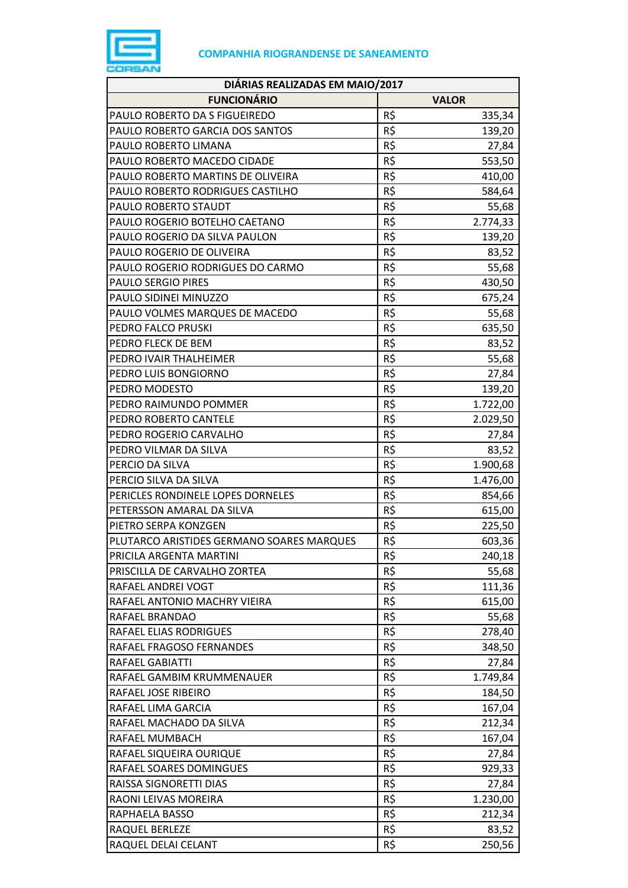COMPANHIA RIOGRANDENSE DE SANEAMENTO

| DIÁRIAS REALIZADAS EM MAIO/2017 | | |
|---|---|---|
| FUNCIONÁRIO | VALOR | |
| PAULO ROBERTO DA S FIGUEIREDO | R$ | 335,34 |
| PAULO ROBERTO GARCIA DOS SANTOS | R$ | 139,20 |
| PAULO ROBERTO LIMANA | R$ | 27,84 |
| PAULO ROBERTO MACEDO CIDADE | R$ | 553,50 |
| PAULO ROBERTO MARTINS DE OLIVEIRA | R$ | 410,00 |
| PAULO ROBERTO RODRIGUES CASTILHO | R$ | 584,64 |
| PAULO ROBERTO STAUDT | R$ | 55,68 |
| PAULO ROGERIO BOTELHO CAETANO | R$ | 2.774,33 |
| PAULO ROGERIO DA SILVA PAULON | R$ | 139,20 |
| PAULO ROGERIO DE OLIVEIRA | R$ | 83,52 |
| PAULO ROGERIO RODRIGUES DO CARMO | R$ | 55,68 |
| PAULO SERGIO PIRES | R$ | 430,50 |
| PAULO SIDINEI MINUZZO | R$ | 675,24 |
| PAULO VOLMES MARQUES DE MACEDO | R$ | 55,68 |
| PEDRO FALCO PRUSKI | R$ | 635,50 |
| PEDRO FLECK DE BEM | R$ | 83,52 |
| PEDRO IVAIR THALHEIMER | R$ | 55,68 |
| PEDRO LUIS BONGIORNO | R$ | 27,84 |
| PEDRO MODESTO | R$ | 139,20 |
| PEDRO RAIMUNDO POMMER | R$ | 1.722,00 |
| PEDRO ROBERTO CANTELE | R$ | 2.029,50 |
| PEDRO ROGERIO CARVALHO | R$ | 27,84 |
| PEDRO VILMAR DA SILVA | R$ | 83,52 |
| PERCIO DA SILVA | R$ | 1.900,68 |
| PERCIO SILVA DA SILVA | R$ | 1.476,00 |
| PERICLES RONDINELE LOPES DORNELES | R$ | 854,66 |
| PETERSSON AMARAL DA SILVA | R$ | 615,00 |
| PIETRO SERPA KONZGEN | R$ | 225,50 |
| PLUTARCO ARISTIDES GERMANO SOARES MARQUES | R$ | 603,36 |
| PRICILA ARGENTA MARTINI | R$ | 240,18 |
| PRISCILLA DE CARVALHO ZORTEA | R$ | 55,68 |
| RAFAEL ANDREI VOGT | R$ | 111,36 |
| RAFAEL ANTONIO MACHRY VIEIRA | R$ | 615,00 |
| RAFAEL BRANDAO | R$ | 55,68 |
| RAFAEL ELIAS RODRIGUES | R$ | 278,40 |
| RAFAEL FRAGOSO FERNANDES | R$ | 348,50 |
| RAFAEL GABIATTI | R$ | 27,84 |
| RAFAEL GAMBIM KRUMMENAUER | R$ | 1.749,84 |
| RAFAEL JOSE RIBEIRO | R$ | 184,50 |
| RAFAEL LIMA GARCIA | R$ | 167,04 |
| RAFAEL MACHADO DA SILVA | R$ | 212,34 |
| RAFAEL MUMBACH | R$ | 167,04 |
| RAFAEL SIQUEIRA OURIQUE | R$ | 27,84 |
| RAFAEL SOARES DOMINGUES | R$ | 929,33 |
| RAISSA SIGNORETTI DIAS | R$ | 27,84 |
| RAONI LEIVAS MOREIRA | R$ | 1.230,00 |
| RAPHAELA BASSO | R$ | 212,34 |
| RAQUEL BERLEZE | R$ | 83,52 |
| RAQUEL DELAI CELANT | R$ | 250,56 |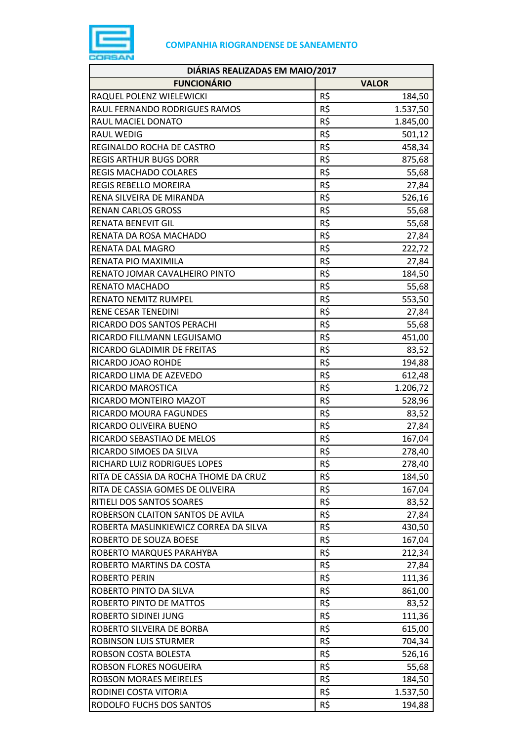**COMPANHIA RIOGRANDENSE DE SANEAMENTO**

| DIÁRIAS REALIZADAS EM MAIO/2017 | | |
|---|---|---|
| **FUNCIONÁRIO** | **VALOR** | |
| RAQUEL POLENZ WIELEWICKI | R$ | 184,50 |
| RAUL FERNANDO RODRIGUES RAMOS | R$ | 1.537,50 |
| RAUL MACIEL DONATO | R$ | 1.845,00 |
| RAUL WEDIG | R$ | 501,12 |
| REGINALDO ROCHA DE CASTRO | R$ | 458,34 |
| REGIS ARTHUR BUGS DORR | R$ | 875,68 |
| REGIS MACHADO COLARES | R$ | 55,68 |
| REGIS REBELLO MOREIRA | R$ | 27,84 |
| RENA SILVEIRA DE MIRANDA | R$ | 526,16 |
| RENAN CARLOS GROSS | R$ | 55,68 |
| RENATA BENEVIT GIL | R$ | 55,68 |
| RENATA DA ROSA MACHADO | R$ | 27,84 |
| RENATA DAL MAGRO | R$ | 222,72 |
| RENATA PIO MAXIMILA | R$ | 27,84 |
| RENATO JOMAR CAVALHEIRO PINTO | R$ | 184,50 |
| RENATO MACHADO | R$ | 55,68 |
| RENATO NEMITZ RUMPEL | R$ | 553,50 |
| RENE CESAR TENEDINI | R$ | 27,84 |
| RICARDO DOS SANTOS PERACHI | R$ | 55,68 |
| RICARDO FILLMANN LEGUISAMO | R$ | 451,00 |
| RICARDO GLADIMIR DE FREITAS | R$ | 83,52 |
| RICARDO JOAO ROHDE | R$ | 194,88 |
| RICARDO LIMA DE AZEVEDO | R$ | 612,48 |
| RICARDO MAROSTICA | R$ | 1.206,72 |
| RICARDO MONTEIRO MAZOT | R$ | 528,96 |
| RICARDO MOURA FAGUNDES | R$ | 83,52 |
| RICARDO OLIVEIRA BUENO | R$ | 27,84 |
| RICARDO SEBASTIAO DE MELOS | R$ | 167,04 |
| RICARDO SIMOES DA SILVA | R$ | 278,40 |
| RICHARD LUIZ RODRIGUES LOPES | R$ | 278,40 |
| RITA DE CASSIA DA ROCHA THOME DA CRUZ | R$ | 184,50 |
| RITA DE CASSIA GOMES DE OLIVEIRA | R$ | 167,04 |
| RITIELI DOS SANTOS SOARES | R$ | 83,52 |
| ROBERSON CLAITON SANTOS DE AVILA | R$ | 27,84 |
| ROBERTA MASLINKIEWICZ CORREA DA SILVA | R$ | 430,50 |
| ROBERTO DE SOUZA BOESE | R$ | 167,04 |
| ROBERTO MARQUES PARAHYBA | R$ | 212,34 |
| ROBERTO MARTINS DA COSTA | R$ | 27,84 |
| ROBERTO PERIN | R$ | 111,36 |
| ROBERTO PINTO DA SILVA | R$ | 861,00 |
| ROBERTO PINTO DE MATTOS | R$ | 83,52 |
| ROBERTO SIDINEI JUNG | R$ | 111,36 |
| ROBERTO SILVEIRA DE BORBA | R$ | 615,00 |
| ROBINSON LUIS STURMER | R$ | 704,34 |
| ROBSON COSTA BOLESTA | R$ | 526,16 |
| ROBSON FLORES NOGUEIRA | R$ | 55,68 |
| ROBSON MORAES MEIRELES | R$ | 184,50 |
| RODINEI COSTA VITORIA | R$ | 1.537,50 |
| RODOLFO FUCHS DOS SANTOS | R$ | 194,88 |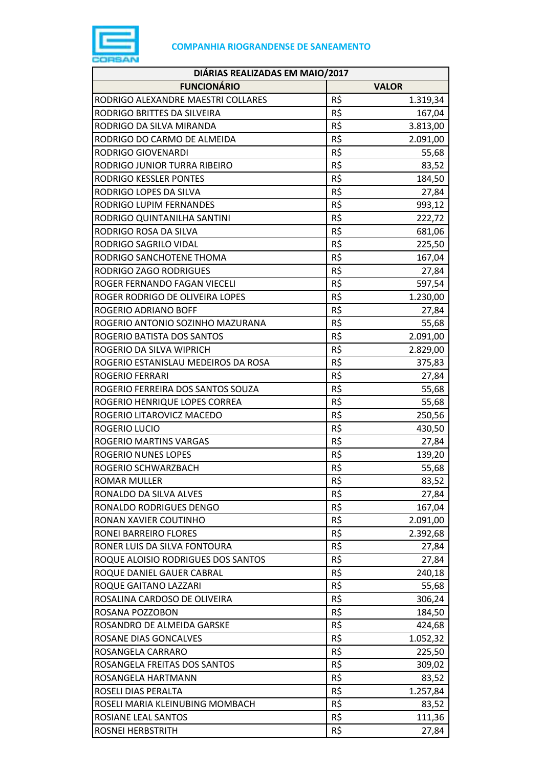**COMPANHIA RIOGRANDENSE DE SANEAMENTO**

| DIÁRIAS REALIZADAS EM MAIO/2017 | | |
|---|---|---|
| **FUNCIONÁRIO** | **VALOR** | |
| RODRIGO ALEXANDRE MAESTRI COLLARES | R$ | 1.319,34 |
| RODRIGO BRITTES DA SILVEIRA | R$ | 167,04 |
| RODRIGO DA SILVA MIRANDA | R$ | 3.813,00 |
| RODRIGO DO CARMO DE ALMEIDA | R$ | 2.091,00 |
| RODRIGO GIOVENARDI | R$ | 55,68 |
| RODRIGO JUNIOR TURRA RIBEIRO | R$ | 83,52 |
| RODRIGO KESSLER PONTES | R$ | 184,50 |
| RODRIGO LOPES DA SILVA | R$ | 27,84 |
| RODRIGO LUPIM FERNANDES | R$ | 993,12 |
| RODRIGO QUINTANILHA SANTINI | R$ | 222,72 |
| RODRIGO ROSA DA SILVA | R$ | 681,06 |
| RODRIGO SAGRILO VIDAL | R$ | 225,50 |
| RODRIGO SANCHOTENE THOMA | R$ | 167,04 |
| RODRIGO ZAGO RODRIGUES | R$ | 27,84 |
| ROGER FERNANDO FAGAN VIECELI | R$ | 597,54 |
| ROGER RODRIGO DE OLIVEIRA LOPES | R$ | 1.230,00 |
| ROGERIO ADRIANO BOFF | R$ | 27,84 |
| ROGERIO ANTONIO SOZINHO MAZURANA | R$ | 55,68 |
| ROGERIO BATISTA DOS SANTOS | R$ | 2.091,00 |
| ROGERIO DA SILVA WIPRICH | R$ | 2.829,00 |
| ROGERIO ESTANISLAU MEDEIROS DA ROSA | R$ | 375,83 |
| ROGERIO FERRARI | R$ | 27,84 |
| ROGERIO FERREIRA DOS SANTOS SOUZA | R$ | 55,68 |
| ROGERIO HENRIQUE LOPES CORREA | R$ | 55,68 |
| ROGERIO LITAROVICZ MACEDO | R$ | 250,56 |
| ROGERIO LUCIO | R$ | 430,50 |
| ROGERIO MARTINS VARGAS | R$ | 27,84 |
| ROGERIO NUNES LOPES | R$ | 139,20 |
| ROGERIO SCHWARZBACH | R$ | 55,68 |
| ROMAR MULLER | R$ | 83,52 |
| RONALDO DA SILVA ALVES | R$ | 27,84 |
| RONALDO RODRIGUES DENGO | R$ | 167,04 |
| RONAN XAVIER COUTINHO | R$ | 2.091,00 |
| RONEI BARREIRO FLORES | R$ | 2.392,68 |
| RONER LUIS DA SILVA FONTOURA | R$ | 27,84 |
| ROQUE ALOISIO RODRIGUES DOS SANTOS | R$ | 27,84 |
| ROQUE DANIEL GAUER CABRAL | R$ | 240,18 |
| ROQUE GAITANO LAZZARI | R$ | 55,68 |
| ROSALINA CARDOSO DE OLIVEIRA | R$ | 306,24 |
| ROSANA POZZOBON | R$ | 184,50 |
| ROSANDRO DE ALMEIDA GARSKE | R$ | 424,68 |
| ROSANE DIAS GONCALVES | R$ | 1.052,32 |
| ROSANGELA CARRARO | R$ | 225,50 |
| ROSANGELA FREITAS DOS SANTOS | R$ | 309,02 |
| ROSANGELA HARTMANN | R$ | 83,52 |
| ROSELI DIAS PERALTA | R$ | 1.257,84 |
| ROSELI MARIA KLEINUBING MOMBACH | R$ | 83,52 |
| ROSIANE LEAL SANTOS | R$ | 111,36 |
| ROSNEI HERBSTRITH | R$ | 27,84 |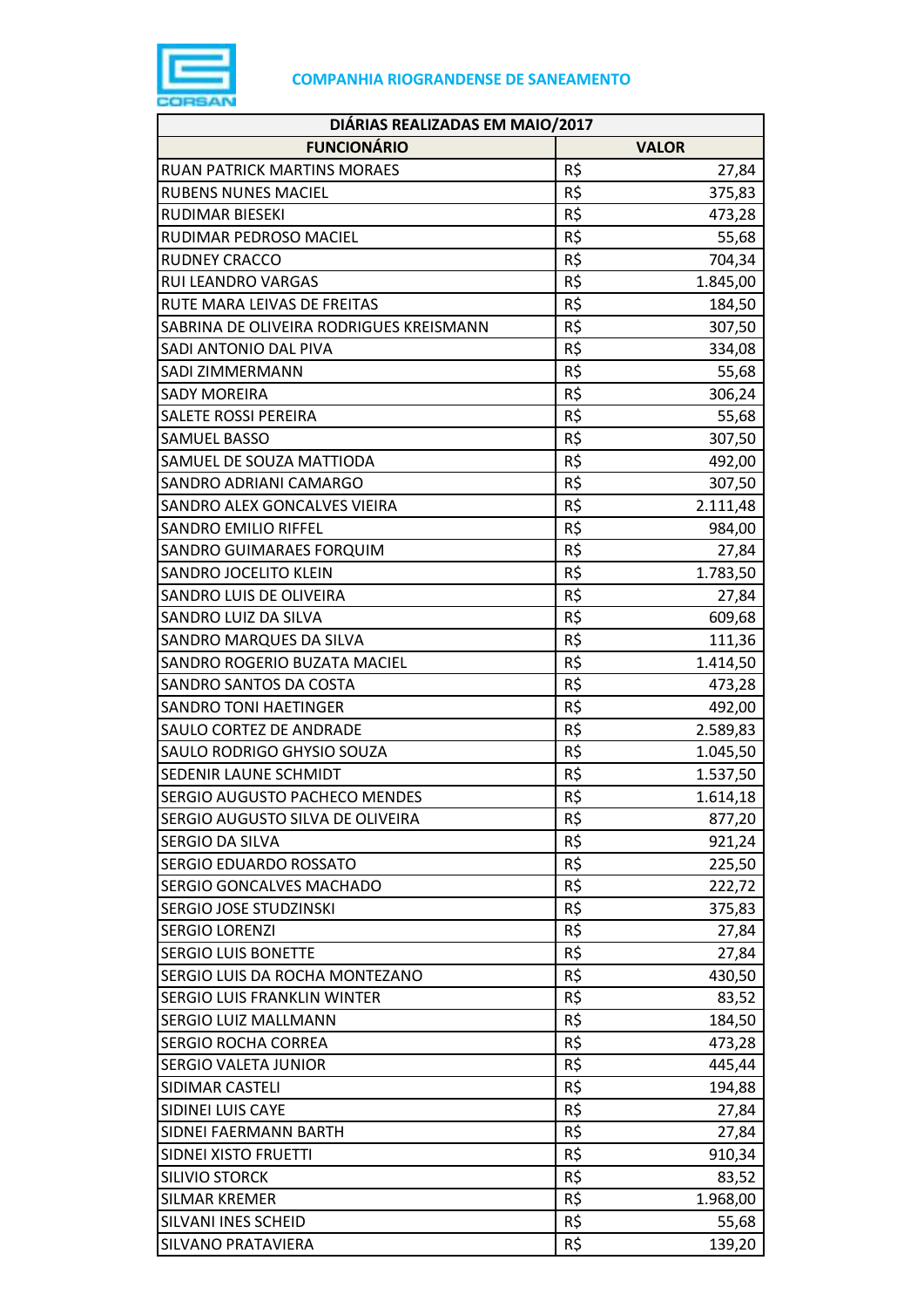COMPANHIA RIOGRANDENSE DE SANEAMENTO

| DIÁRIAS REALIZADAS EM MAIO/2017 | | |
|---|---|---|
| **FUNCIONÁRIO** | **VALOR** | |
| RUAN PATRICK MARTINS MORAES | R$ | 27,84 |
| RUBENS NUNES MACIEL | R$ | 375,83 |
| RUDIMAR BIESEKI | R$ | 473,28 |
| RUDIMAR PEDROSO MACIEL | R$ | 55,68 |
| RUDNEY CRACCO | R$ | 704,34 |
| RUI LEANDRO VARGAS | R$ | 1.845,00 |
| RUTE MARA LEIVAS DE FREITAS | R$ | 184,50 |
| SABRINA DE OLIVEIRA RODRIGUES KREISMANN | R$ | 307,50 |
| SADI ANTONIO DAL PIVA | R$ | 334,08 |
| SADI ZIMMERMANN | R$ | 55,68 |
| SADY MOREIRA | R$ | 306,24 |
| SALETE ROSSI PEREIRA | R$ | 55,68 |
| SAMUEL BASSO | R$ | 307,50 |
| SAMUEL DE SOUZA MATTIODA | R$ | 492,00 |
| SANDRO ADRIANI CAMARGO | R$ | 307,50 |
| SANDRO ALEX GONCALVES VIEIRA | R$ | 2.111,48 |
| SANDRO EMILIO RIFFEL | R$ | 984,00 |
| SANDRO GUIMARAES FORQUIM | R$ | 27,84 |
| SANDRO JOCELITO KLEIN | R$ | 1.783,50 |
| SANDRO LUIS DE OLIVEIRA | R$ | 27,84 |
| SANDRO LUIZ DA SILVA | R$ | 609,68 |
| SANDRO MARQUES DA SILVA | R$ | 111,36 |
| SANDRO ROGERIO BUZATA MACIEL | R$ | 1.414,50 |
| SANDRO SANTOS DA COSTA | R$ | 473,28 |
| SANDRO TONI HAETINGER | R$ | 492,00 |
| SAULO CORTEZ DE ANDRADE | R$ | 2.589,83 |
| SAULO RODRIGO GHYSIO SOUZA | R$ | 1.045,50 |
| SEDENIR LAUNE SCHMIDT | R$ | 1.537,50 |
| SERGIO AUGUSTO PACHECO MENDES | R$ | 1.614,18 |
| SERGIO AUGUSTO SILVA DE OLIVEIRA | R$ | 877,20 |
| SERGIO DA SILVA | R$ | 921,24 |
| SERGIO EDUARDO ROSSATO | R$ | 225,50 |
| SERGIO GONCALVES MACHADO | R$ | 222,72 |
| SERGIO JOSE STUDZINSKI | R$ | 375,83 |
| SERGIO LORENZI | R$ | 27,84 |
| SERGIO LUIS BONETTE | R$ | 27,84 |
| SERGIO LUIS DA ROCHA MONTEZANO | R$ | 430,50 |
| SERGIO LUIS FRANKLIN WINTER | R$ | 83,52 |
| SERGIO LUIZ MALLMANN | R$ | 184,50 |
| SERGIO ROCHA CORREA | R$ | 473,28 |
| SERGIO VALETA JUNIOR | R$ | 445,44 |
| SIDIMAR CASTELI | R$ | 194,88 |
| SIDINEI LUIS CAYE | R$ | 27,84 |
| SIDNEI FAERMANN BARTH | R$ | 27,84 |
| SIDNEI XISTO FRUETTI | R$ | 910,34 |
| SILIVIO STORCK | R$ | 83,52 |
| SILMAR KREMER | R$ | 1.968,00 |
| SILVANI INES SCHEID | R$ | 55,68 |
| SILVANO PRATAVIERA | R$ | 139,20 |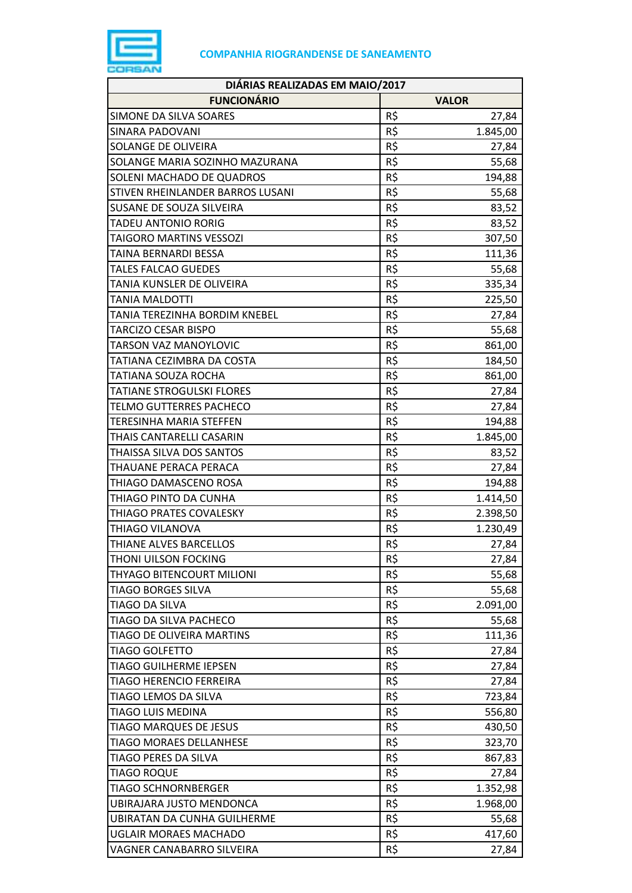**COMPANHIA RIOGRANDENSE DE SANEAMENTO**

| DIÁRIAS REALIZADAS EM MAIO/2017 | | |
|---|---|---|
| **FUNCIONÁRIO** | **VALOR** | |
| SIMONE DA SILVA SOARES | R$ | 27,84 |
| SINARA PADOVANI | R$ | 1.845,00 |
| SOLANGE DE OLIVEIRA | R$ | 27,84 |
| SOLANGE MARIA SOZINHO MAZURANA | R$ | 55,68 |
| SOLENI MACHADO DE QUADROS | R$ | 194,88 |
| STIVEN RHEINLANDER BARROS LUSANI | R$ | 55,68 |
| SUSANE DE SOUZA SILVEIRA | R$ | 83,52 |
| TADEU ANTONIO RORIG | R$ | 83,52 |
| TAIGORO MARTINS VESSOZI | R$ | 307,50 |
| TAINA BERNARDI BESSA | R$ | 111,36 |
| TALES FALCAO GUEDES | R$ | 55,68 |
| TANIA KUNSLER DE OLIVEIRA | R$ | 335,34 |
| TANIA MALDOTTI | R$ | 225,50 |
| TANIA TEREZINHA BORDIM KNEBEL | R$ | 27,84 |
| TARCIZO CESAR BISPO | R$ | 55,68 |
| TARSON VAZ MANOYLOVIC | R$ | 861,00 |
| TATIANA CEZIMBRA DA COSTA | R$ | 184,50 |
| TATIANA SOUZA ROCHA | R$ | 861,00 |
| TATIANE STROGULSKI FLORES | R$ | 27,84 |
| TELMO GUTTERRES PACHECO | R$ | 27,84 |
| TERESINHA MARIA STEFFEN | R$ | 194,88 |
| THAIS CANTARELLI CASARIN | R$ | 1.845,00 |
| THAISSA SILVA DOS SANTOS | R$ | 83,52 |
| THAUANE PERACA PERACA | R$ | 27,84 |
| THIAGO DAMASCENO ROSA | R$ | 194,88 |
| THIAGO PINTO DA CUNHA | R$ | 1.414,50 |
| THIAGO PRATES COVALESKY | R$ | 2.398,50 |
| THIAGO VILANOVA | R$ | 1.230,49 |
| THIANE ALVES BARCELLOS | R$ | 27,84 |
| THONI UILSON FOCKING | R$ | 27,84 |
| THYAGO BITENCOURT MILIONI | R$ | 55,68 |
| TIAGO BORGES SILVA | R$ | 55,68 |
| TIAGO DA SILVA | R$ | 2.091,00 |
| TIAGO DA SILVA PACHECO | R$ | 55,68 |
| TIAGO DE OLIVEIRA MARTINS | R$ | 111,36 |
| TIAGO GOLFETTO | R$ | 27,84 |
| TIAGO GUILHERME IEPSEN | R$ | 27,84 |
| TIAGO HERENCIO FERREIRA | R$ | 27,84 |
| TIAGO LEMOS DA SILVA | R$ | 723,84 |
| TIAGO LUIS MEDINA | R$ | 556,80 |
| TIAGO MARQUES DE JESUS | R$ | 430,50 |
| TIAGO MORAES DELLANHESE | R$ | 323,70 |
| TIAGO PERES DA SILVA | R$ | 867,83 |
| TIAGO ROQUE | R$ | 27,84 |
| TIAGO SCHNORNBERGER | R$ | 1.352,98 |
| UBIRAJARA JUSTO MENDONCA | R$ | 1.968,00 |
| UBIRATAN DA CUNHA GUILHERME | R$ | 55,68 |
| UGLAIR MORAES MACHADO | R$ | 417,60 |
| VAGNER CANABARRO SILVEIRA | R$ | 27,84 |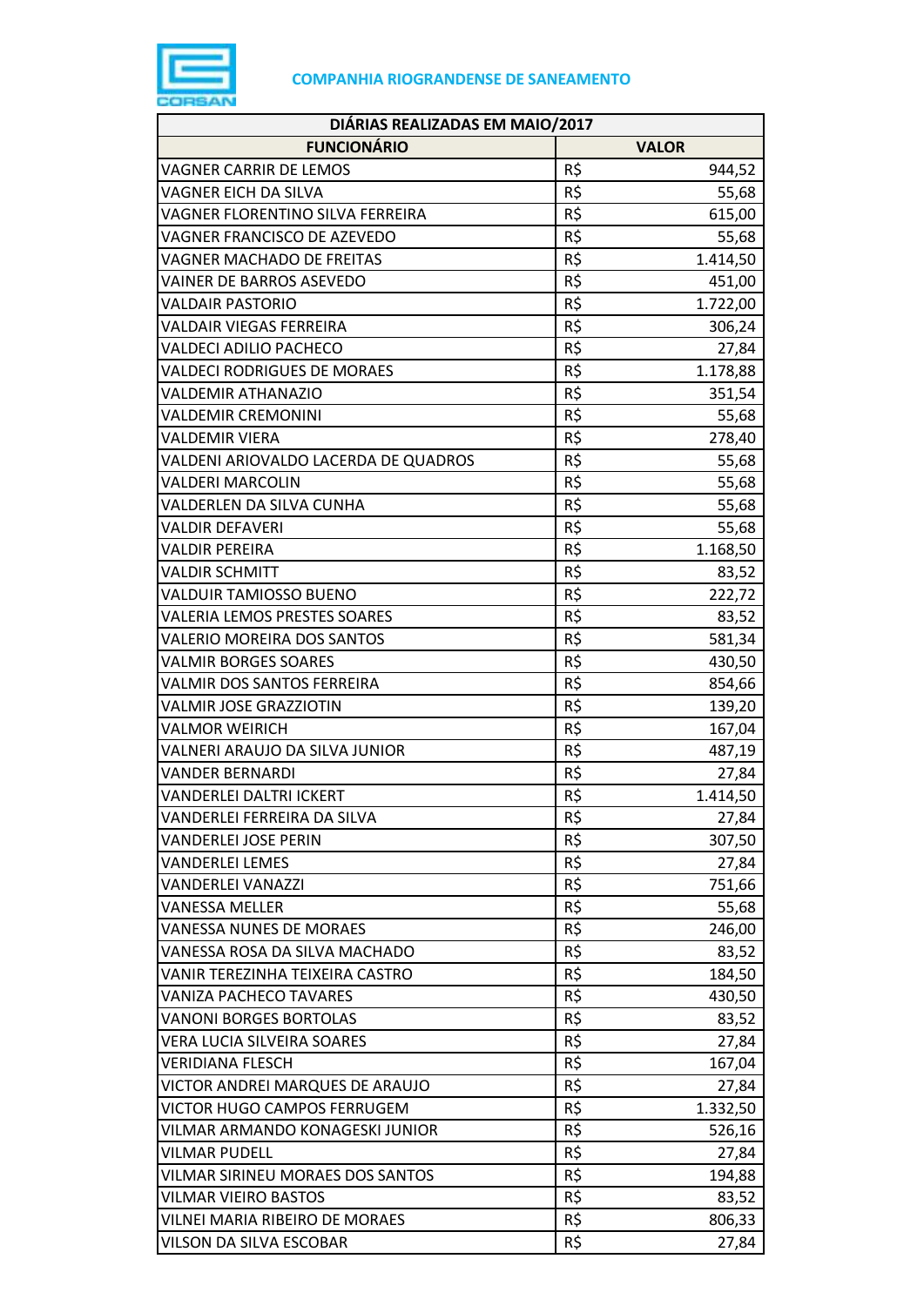**COMPANHIA RIOGRANDENSE DE SANEAMENTO**

| DIÁRIAS REALIZADAS EM MAIO/2017 | | |
|---|---|---|
| **FUNCIONÁRIO** | **VALOR** | |
| VAGNER CARRIR DE LEMOS | R$ | 944,52 |
| VAGNER EICH DA SILVA | R$ | 55,68 |
| VAGNER FLORENTINO SILVA FERREIRA | R$ | 615,00 |
| VAGNER FRANCISCO DE AZEVEDO | R$ | 55,68 |
| VAGNER MACHADO DE FREITAS | R$ | 1.414,50 |
| VAINER DE BARROS ASEVEDO | R$ | 451,00 |
| VALDAIR PASTORIO | R$ | 1.722,00 |
| VALDAIR VIEGAS FERREIRA | R$ | 306,24 |
| VALDECI ADILIO PACHECO | R$ | 27,84 |
| VALDECI RODRIGUES DE MORAES | R$ | 1.178,88 |
| VALDEMIR ATHANAZIO | R$ | 351,54 |
| VALDEMIR CREMONINI | R$ | 55,68 |
| VALDEMIR VIERA | R$ | 278,40 |
| VALDENI ARIOVALDO LACERDA DE QUADROS | R$ | 55,68 |
| VALDERI MARCOLIN | R$ | 55,68 |
| VALDERLEN DA SILVA CUNHA | R$ | 55,68 |
| VALDIR DEFAVERI | R$ | 55,68 |
| VALDIR PEREIRA | R$ | 1.168,50 |
| VALDIR SCHMITT | R$ | 83,52 |
| VALDUIR TAMIOSSO BUENO | R$ | 222,72 |
| VALERIA LEMOS PRESTES SOARES | R$ | 83,52 |
| VALERIO MOREIRA DOS SANTOS | R$ | 581,34 |
| VALMIR BORGES SOARES | R$ | 430,50 |
| VALMIR DOS SANTOS FERREIRA | R$ | 854,66 |
| VALMIR JOSE GRAZZIOTIN | R$ | 139,20 |
| VALMOR WEIRICH | R$ | 167,04 |
| VALNERI ARAUJO DA SILVA JUNIOR | R$ | 487,19 |
| VANDER BERNARDI | R$ | 27,84 |
| VANDERLEI DALTRI ICKERT | R$ | 1.414,50 |
| VANDERLEI FERREIRA DA SILVA | R$ | 27,84 |
| VANDERLEI JOSE PERIN | R$ | 307,50 |
| VANDERLEI LEMES | R$ | 27,84 |
| VANDERLEI VANAZZI | R$ | 751,66 |
| VANESSA MELLER | R$ | 55,68 |
| VANESSA NUNES DE MORAES | R$ | 246,00 |
| VANESSA ROSA DA SILVA MACHADO | R$ | 83,52 |
| VANIR TEREZINHA TEIXEIRA CASTRO | R$ | 184,50 |
| VANIZA PACHECO TAVARES | R$ | 430,50 |
| VANONI BORGES BORTOLAS | R$ | 83,52 |
| VERA LUCIA SILVEIRA SOARES | R$ | 27,84 |
| VERIDIANA FLESCH | R$ | 167,04 |
| VICTOR ANDREI MARQUES DE ARAUJO | R$ | 27,84 |
| VICTOR HUGO CAMPOS FERRUGEM | R$ | 1.332,50 |
| VILMAR ARMANDO KONAGESKI JUNIOR | R$ | 526,16 |
| VILMAR PUDELL | R$ | 27,84 |
| VILMAR SIRINEU MORAES DOS SANTOS | R$ | 194,88 |
| VILMAR VIEIRO BASTOS | R$ | 83,52 |
| VILNEI MARIA RIBEIRO DE MORAES | R$ | 806,33 |
| VILSON DA SILVA ESCOBAR | R$ | 27,84 |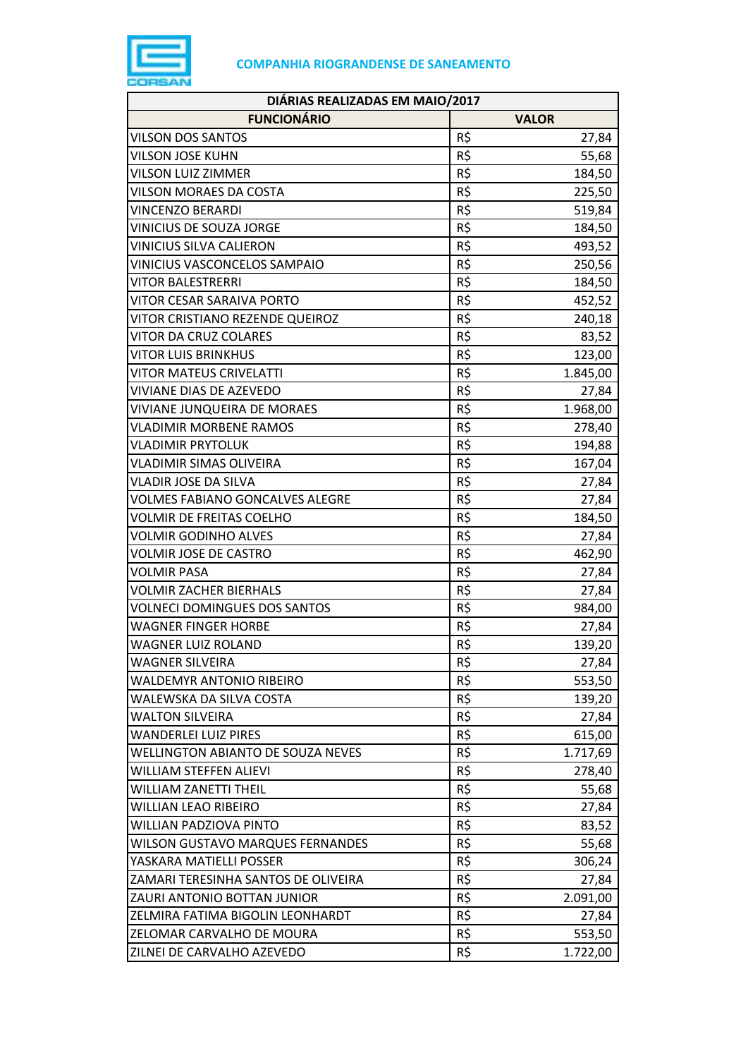**COMPANHIA RIOGRANDENSE DE SANEAMENTO**

| DIÁRIAS REALIZADAS EM MAIO/2017 | | |
|---|---|---|
| **FUNCIONÁRIO** | **VALOR** | |
| VILSON DOS SANTOS | R$ | 27,84 |
| VILSON JOSE KUHN | R$ | 55,68 |
| VILSON LUIZ ZIMMER | R$ | 184,50 |
| VILSON MORAES DA COSTA | R$ | 225,50 |
| VINCENZO BERARDI | R$ | 519,84 |
| VINICIUS DE SOUZA JORGE | R$ | 184,50 |
| VINICIUS SILVA CALIERON | R$ | 493,52 |
| VINICIUS VASCONCELOS SAMPAIO | R$ | 250,56 |
| VITOR BALESTRERRI | R$ | 184,50 |
| VITOR CESAR SARAIVA PORTO | R$ | 452,52 |
| VITOR CRISTIANO REZENDE QUEIROZ | R$ | 240,18 |
| VITOR DA CRUZ COLARES | R$ | 83,52 |
| VITOR LUIS BRINKHUS | R$ | 123,00 |
| VITOR MATEUS CRIVELATTI | R$ | 1.845,00 |
| VIVIANE DIAS DE AZEVEDO | R$ | 27,84 |
| VIVIANE JUNQUEIRA DE MORAES | R$ | 1.968,00 |
| VLADIMIR MORBENE RAMOS | R$ | 278,40 |
| VLADIMIR PRYTOLUK | R$ | 194,88 |
| VLADIMIR SIMAS OLIVEIRA | R$ | 167,04 |
| VLADIR JOSE DA SILVA | R$ | 27,84 |
| VOLMES FABIANO GONCALVES ALEGRE | R$ | 27,84 |
| VOLMIR DE FREITAS COELHO | R$ | 184,50 |
| VOLMIR GODINHO ALVES | R$ | 27,84 |
| VOLMIR JOSE DE CASTRO | R$ | 462,90 |
| VOLMIR PASA | R$ | 27,84 |
| VOLMIR ZACHER BIERHALS | R$ | 27,84 |
| VOLNECI DOMINGUES DOS SANTOS | R$ | 984,00 |
| WAGNER FINGER HORBE | R$ | 27,84 |
| WAGNER LUIZ ROLAND | R$ | 139,20 |
| WAGNER SILVEIRA | R$ | 27,84 |
| WALDEMYR ANTONIO RIBEIRO | R$ | 553,50 |
| WALEWSKA DA SILVA COSTA | R$ | 139,20 |
| WALTON SILVEIRA | R$ | 27,84 |
| WANDERLEI LUIZ PIRES | R$ | 615,00 |
| WELLINGTON ABIANTO DE SOUZA NEVES | R$ | 1.717,69 |
| WILLIAM STEFFEN ALIEVI | R$ | 278,40 |
| WILLIAM ZANETTI THEIL | R$ | 55,68 |
| WILLIAN LEAO RIBEIRO | R$ | 27,84 |
| WILLIAN PADZIOVA PINTO | R$ | 83,52 |
| WILSON GUSTAVO MARQUES FERNANDES | R$ | 55,68 |
| YASKARA MATIELLI POSSER | R$ | 306,24 |
| ZAMARI TERESINHA SANTOS DE OLIVEIRA | R$ | 27,84 |
| ZAURI ANTONIO BOTTAN JUNIOR | R$ | 2.091,00 |
| ZELMIRA FATIMA BIGOLIN LEONHARDT | R$ | 27,84 |
| ZELOMAR CARVALHO DE MOURA | R$ | 553,50 |
| ZILNEI DE CARVALHO AZEVEDO | R$ | 1.722,00 |